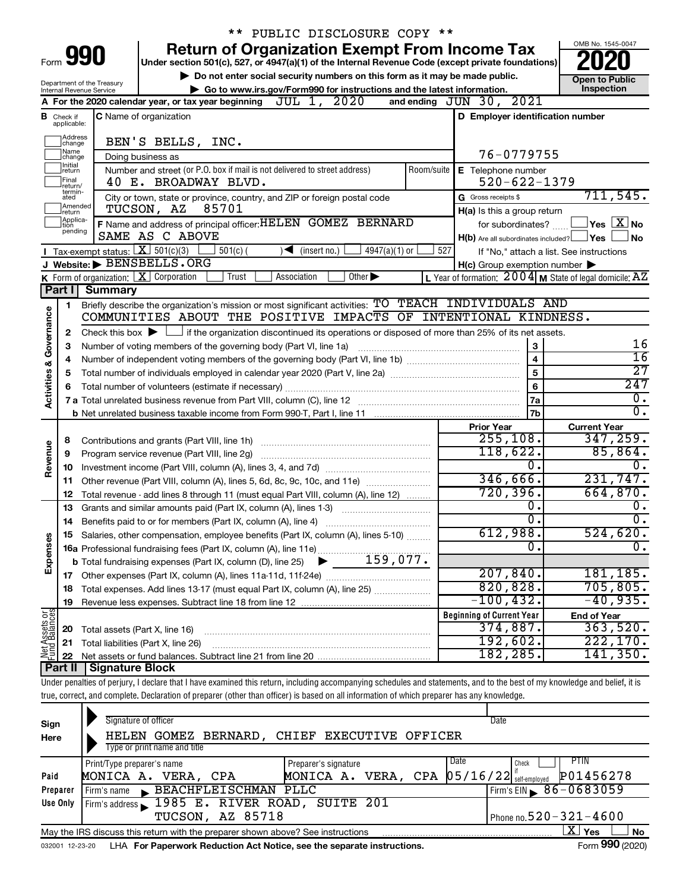** PUBLIC DISCLOSURE COPY **

# Form 990 — Return of Organization Exempt From Income Tax

Under section 501(c), 527, or 4947(a)(1) of the Internal Revenue Code (except private foundations)

▶ Do not enter social security numbers on this form as it may be made public.

▶ Go to www.irs.gov/Form990 for instructions and the latest information.

Department of the Treasury
Internal Revenue Service

OMB No. 1545-0047

**2020**

**Open to Public Inspection**

**A** For the 2020 calendar year, or tax year beginning JUL 1, 2020 and ending JUN 30, 2021

**B** Check if applicable: Address change, Name change, Initial return, Final return/terminated, Amended return, Application pending

**C** Name of organization: BEN'S BELLS, INC.

Doing business as

Number and street (or P.O. box if mail is not delivered to street address): 40 E. BROADWAY BLVD. Room/suite

City or town, state or province, country, and ZIP or foreign postal code: TUCSON, AZ 85701

**D** Employer identification number: 76-0779755

**E** Telephone number: 520-622-1379

**G** Gross receipts $ 711,545.

**F** Name and address of principal officer: HELEN GOMEZ BERNARD, SAME AS C ABOVE

**H(a)** Is this a group return for subordinates? ☐ Yes ☒ No

**H(b)** Are all subordinates included? ☐ Yes ☐ No — If "No," attach a list. See instructions

**H(c)** Group exemption number ▶

**I** Tax-exempt status: ☒ 501(c)(3) ☐ 501(c) ( ) ◀ (insert no.) ☐ 4947(a)(1) or ☐ 527

**J** Website: ▶ BENSBELLS.ORG

**K** Form of organization: ☒ Corporation ☐ Trust ☐ Association ☐ Other ▶

**L** Year of formation: 2004 **M** State of legal domicile: AZ

## Part I Summary

### Activities & Governance

1. Briefly describe the organization's mission or most significant activities: TO TEACH INDIVIDUALS AND COMMUNITIES ABOUT THE POSITIVE IMPACTS OF INTENTIONAL KINDNESS.
2. Check this box ▶ ☐ if the organization discontinued its operations or disposed of more than 25% of its net assets.

| Line | Description | No. | Value |
|---|---|---|---|
| 3 | Number of voting members of the governing body (Part VI, line 1a) | 3 | 16 |
| 4 | Number of independent voting members of the governing body (Part VI, line 1b) | 4 | 16 |
| 5 | Total number of individuals employed in calendar year 2020 (Part V, line 2a) | 5 | 27 |
| 6 | Total number of volunteers (estimate if necessary) | 6 | 247 |
| 7a | Total unrelated business revenue from Part VIII, column (C), line 12 | 7a | 0. |
| 7b | Net unrelated business taxable income from Form 990-T, Part I, line 11 | 7b | 0. |

### Revenue, Expenses, and Net Assets

| Line | Description | Prior Year | Current Year |
|---|---|---|---|
| 8 | Contributions and grants (Part VIII, line 1h) | 255,108. | 347,259. |
| 9 | Program service revenue (Part VIII, line 2g) | 118,622. | 85,864. |
| 10 | Investment income (Part VIII, column (A), lines 3, 4, and 7d) | 0. | 0. |
| 11 | Other revenue (Part VIII, column (A), lines 5, 6d, 8c, 9c, 10c, and 11e) | 346,666. | 231,747. |
| 12 | Total revenue - add lines 8 through 11 (must equal Part VIII, column (A), line 12) | 720,396. | 664,870. |
| 13 | Grants and similar amounts paid (Part IX, column (A), lines 1-3) | 0. | 0. |
| 14 | Benefits paid to or for members (Part IX, column (A), line 4) | 0. | 0. |
| 15 | Salaries, other compensation, employee benefits (Part IX, column (A), lines 5-10) | 612,988. | 524,620. |
| 16a | Professional fundraising fees (Part IX, column (A), line 11e) | 0. | 0. |
| b | Total fundraising expenses (Part IX, column (D), line 25) ▶ 159,077. | | |
| 17 | Other expenses (Part IX, column (A), lines 11a-11d, 11f-24e) | 207,840. | 181,185. |
| 18 | Total expenses. Add lines 13-17 (must equal Part IX, column (A), line 25) | 820,828. | 705,805. |
| 19 | Revenue less expenses. Subtract line 18 from line 12 | -100,432. | -40,935. |

| Line | Description | Beginning of Current Year | End of Year |
|---|---|---|---|
| 20 | Total assets (Part X, line 16) | 374,887. | 363,520. |
| 21 | Total liabilities (Part X, line 26) | 192,602. | 222,170. |
| 22 | Net assets or fund balances. Subtract line 21 from line 20 | 182,285. | 141,350. |

## Part II Signature Block

Under penalties of perjury, I declare that I have examined this return, including accompanying schedules and statements, and to the best of my knowledge and belief, it is true, correct, and complete. Declaration of preparer (other than officer) is based on all information of which preparer has any knowledge.

**Sign Here**

Signature of officer — Date

HELEN GOMEZ BERNARD, CHIEF EXECUTIVE OFFICER
Type or print name and title

**Paid Preparer Use Only**

| Print/Type preparer's name | Preparer's signature | Date | Check if self-employed | PTIN |
|---|---|---|---|---|
| MONICA A. VERA, CPA | MONICA A. VERA, CPA | 05/16/22 | ☐ | P01456278 |

Firm's name ▶ BEACHFLEISCHMAN PLLC — Firm's EIN ▶ 86-0683059

Firm's address ▶ 1985 E. RIVER ROAD, SUITE 201, TUCSON, AZ 85718 — Phone no. 520-321-4600

May the IRS discuss this return with the preparer shown above? See instructions ☒ Yes ☐ No

032001 12-23-20 LHA For Paperwork Reduction Act Notice, see the separate instructions. Form 990 (2020)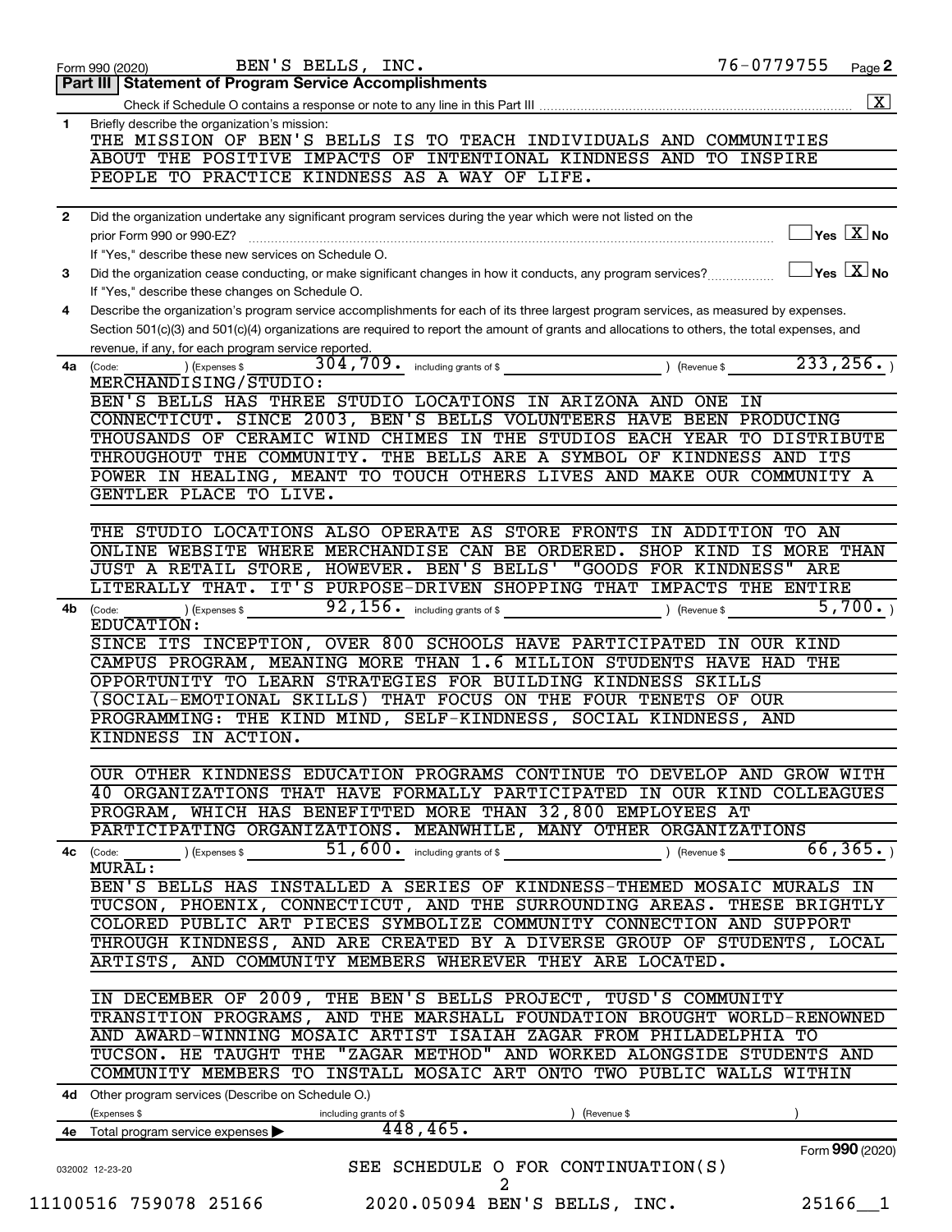Form 990 (2020) BEN'S BELLS, INC. 76-0779755 Page **2**

## Part III | Statement of Program Service Accomplishments

Check if Schedule O contains a response or note to any line in this Part III .......... [X]

**1** Briefly describe the organization's mission:

THE MISSION OF BEN'S BELLS IS TO TEACH INDIVIDUALS AND COMMUNITIES ABOUT THE POSITIVE IMPACTS OF INTENTIONAL KINDNESS AND TO INSPIRE PEOPLE TO PRACTICE KINDNESS AS A WAY OF LIFE.

**2** Did the organization undertake any significant program services during the year which were not listed on the prior Form 990 or 990-EZ? .......... [ ] Yes [X] No

If "Yes," describe these new services on Schedule O.

**3** Did the organization cease conducting, or make significant changes in how it conducts, any program services? .......... [ ] Yes [X] No

If "Yes," describe these changes on Schedule O.

**4** Describe the organization's program service accomplishments for each of its three largest program services, as measured by expenses. Section 501(c)(3) and 501(c)(4) organizations are required to report the amount of grants and allocations to others, the total expenses, and revenue, if any, for each program service reported.

**4a** (Code: ) (Expenses $ 304,709. including grants of $ ) (Revenue $ 233,256. )

MERCHANDISING/STUDIO:

BEN'S BELLS HAS THREE STUDIO LOCATIONS IN ARIZONA AND ONE IN CONNECTICUT. SINCE 2003, BEN'S BELLS VOLUNTEERS HAVE BEEN PRODUCING THOUSANDS OF CERAMIC WIND CHIMES IN THE STUDIOS EACH YEAR TO DISTRIBUTE THROUGHOUT THE COMMUNITY. THE BELLS ARE A SYMBOL OF KINDNESS AND ITS POWER IN HEALING, MEANT TO TOUCH OTHERS LIVES AND MAKE OUR COMMUNITY A GENTLER PLACE TO LIVE.

THE STUDIO LOCATIONS ALSO OPERATE AS STORE FRONTS IN ADDITION TO AN ONLINE WEBSITE WHERE MERCHANDISE CAN BE ORDERED. SHOP KIND IS MORE THAN JUST A RETAIL STORE, HOWEVER. BEN'S BELLS' "GOODS FOR KINDNESS" ARE LITERALLY THAT. IT'S PURPOSE-DRIVEN SHOPPING THAT IMPACTS THE ENTIRE

**4b** (Code: ) (Expenses $ 92,156. including grants of $ ) (Revenue $ 5,700. )

EDUCATION:

SINCE ITS INCEPTION, OVER 800 SCHOOLS HAVE PARTICIPATED IN OUR KIND CAMPUS PROGRAM, MEANING MORE THAN 1.6 MILLION STUDENTS HAVE HAD THE OPPORTUNITY TO LEARN STRATEGIES FOR BUILDING KINDNESS SKILLS (SOCIAL-EMOTIONAL SKILLS) THAT FOCUS ON THE FOUR TENETS OF OUR PROGRAMMING: THE KIND MIND, SELF-KINDNESS, SOCIAL KINDNESS, AND KINDNESS IN ACTION.

OUR OTHER KINDNESS EDUCATION PROGRAMS CONTINUE TO DEVELOP AND GROW WITH 40 ORGANIZATIONS THAT HAVE FORMALLY PARTICIPATED IN OUR KIND COLLEAGUES PROGRAM, WHICH HAS BENEFITTED MORE THAN 32,800 EMPLOYEES AT PARTICIPATING ORGANIZATIONS. MEANWHILE, MANY OTHER ORGANIZATIONS

**4c** (Code: ) (Expenses $ 51,600. including grants of $ ) (Revenue $ 66,365. )

MURAL:

BEN'S BELLS HAS INSTALLED A SERIES OF KINDNESS-THEMED MOSAIC MURALS IN TUCSON, PHOENIX, CONNECTICUT, AND THE SURROUNDING AREAS. THESE BRIGHTLY COLORED PUBLIC ART PIECES SYMBOLIZE COMMUNITY CONNECTION AND SUPPORT THROUGH KINDNESS, AND ARE CREATED BY A DIVERSE GROUP OF STUDENTS, LOCAL ARTISTS, AND COMMUNITY MEMBERS WHEREVER THEY ARE LOCATED.

IN DECEMBER OF 2009, THE BEN'S BELLS PROJECT, TUSD'S COMMUNITY TRANSITION PROGRAMS, AND THE MARSHALL FOUNDATION BROUGHT WORLD-RENOWNED AND AWARD-WINNING MOSAIC ARTIST ISAIAH ZAGAR FROM PHILADELPHIA TO TUCSON. HE TAUGHT THE "ZAGAR METHOD" AND WORKED ALONGSIDE STUDENTS AND COMMUNITY MEMBERS TO INSTALL MOSAIC ART ONTO TWO PUBLIC WALLS WITHIN

**4d** Other program services (Describe on Schedule O.)

(Expenses $ including grants of $ ) (Revenue $ )

**4e** Total program service expenses ▶ 448,465.

SEE SCHEDULE O FOR CONTINUATION(S)

Form **990** (2020)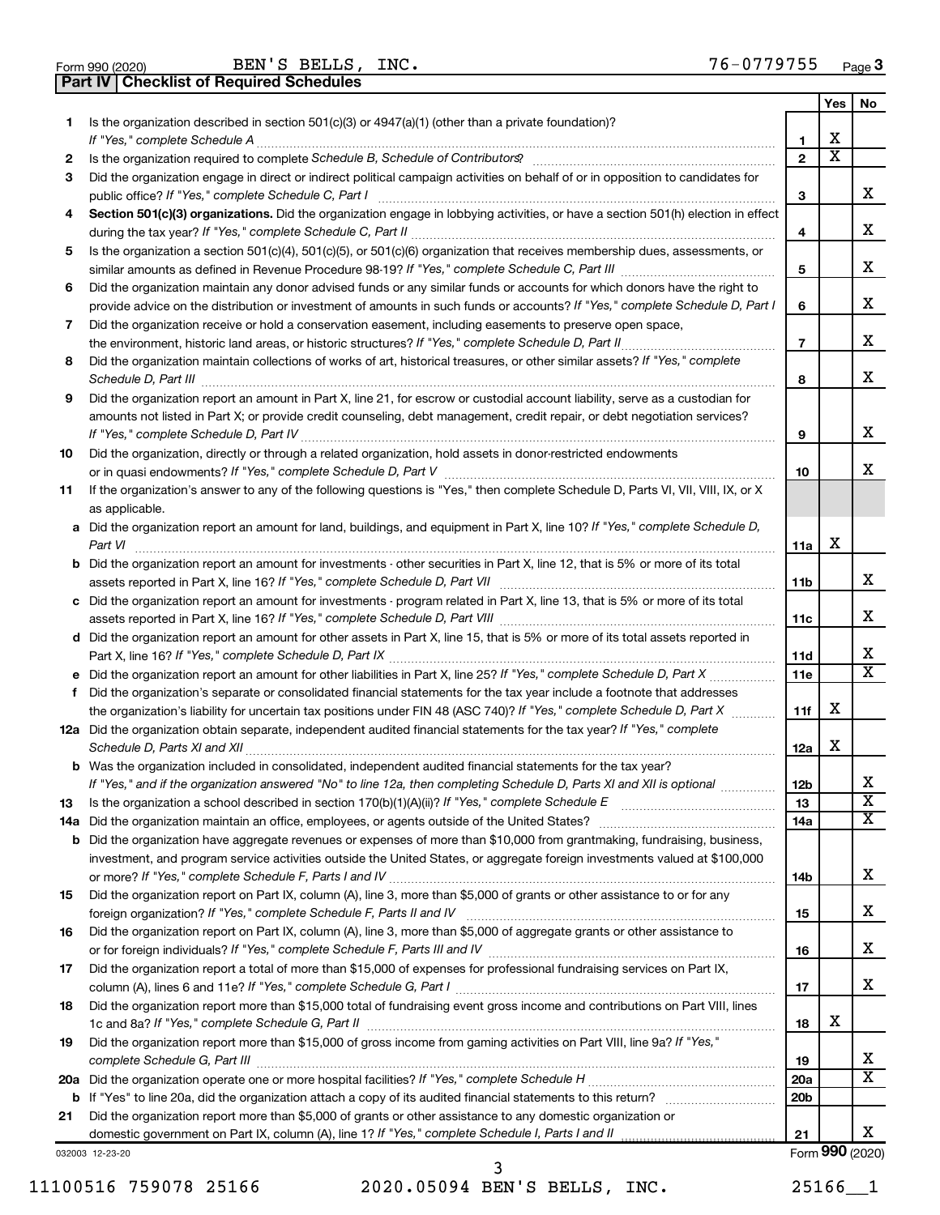Form 990 (2020) BEN'S BELLS, INC. 76-0779755 Page 3

**Part IV | Checklist of Required Schedules**

| | | | Yes | No |
|---|---|---|---|---|
| 1 | Is the organization described in section 501(c)(3) or 4947(a)(1) (other than a private foundation)? *If "Yes," complete Schedule A* | 1 | X | |
| 2 | Is the organization required to complete *Schedule B, Schedule of Contributors*? | 2 | X | |
| 3 | Did the organization engage in direct or indirect political campaign activities on behalf of or in opposition to candidates for public office? *If "Yes," complete Schedule C, Part I* | 3 | | X |
| 4 | **Section 501(c)(3) organizations.** Did the organization engage in lobbying activities, or have a section 501(h) election in effect during the tax year? *If "Yes," complete Schedule C, Part II* | 4 | | X |
| 5 | Is the organization a section 501(c)(4), 501(c)(5), or 501(c)(6) organization that receives membership dues, assessments, or similar amounts as defined in Revenue Procedure 98-19? *If "Yes," complete Schedule C, Part III* | 5 | | X |
| 6 | Did the organization maintain any donor advised funds or any similar funds or accounts for which donors have the right to provide advice on the distribution or investment of amounts in such funds or accounts? *If "Yes," complete Schedule D, Part I* | 6 | | X |
| 7 | Did the organization receive or hold a conservation easement, including easements to preserve open space, the environment, historic land areas, or historic structures? *If "Yes," complete Schedule D, Part II* | 7 | | X |
| 8 | Did the organization maintain collections of works of art, historical treasures, or other similar assets? *If "Yes," complete Schedule D, Part III* | 8 | | X |
| 9 | Did the organization report an amount in Part X, line 21, for escrow or custodial account liability, serve as a custodian for amounts not listed in Part X; or provide credit counseling, debt management, credit repair, or debt negotiation services? *If "Yes," complete Schedule D, Part IV* | 9 | | X |
| 10 | Did the organization, directly or through a related organization, hold assets in donor-restricted endowments or in quasi endowments? *If "Yes," complete Schedule D, Part V* | 10 | | X |
| 11 | If the organization's answer to any of the following questions is "Yes," then complete Schedule D, Parts VI, VII, VIII, IX, or X as applicable. | | | |
| a | Did the organization report an amount for land, buildings, and equipment in Part X, line 10? *If "Yes," complete Schedule D, Part VI* | 11a | X | |
| b | Did the organization report an amount for investments - other securities in Part X, line 12, that is 5% or more of its total assets reported in Part X, line 16? *If "Yes," complete Schedule D, Part VII* | 11b | | X |
| c | Did the organization report an amount for investments - program related in Part X, line 13, that is 5% or more of its total assets reported in Part X, line 16? *If "Yes," complete Schedule D, Part VIII* | 11c | | X |
| d | Did the organization report an amount for other assets in Part X, line 15, that is 5% or more of its total assets reported in Part X, line 16? *If "Yes," complete Schedule D, Part IX* | 11d | | X |
| e | Did the organization report an amount for other liabilities in Part X, line 25? *If "Yes," complete Schedule D, Part X* | 11e | | X |
| f | Did the organization's separate or consolidated financial statements for the tax year include a footnote that addresses the organization's liability for uncertain tax positions under FIN 48 (ASC 740)? *If "Yes," complete Schedule D, Part X* | 11f | X | |
| 12a | Did the organization obtain separate, independent audited financial statements for the tax year? *If "Yes," complete Schedule D, Parts XI and XII* | 12a | X | |
| b | Was the organization included in consolidated, independent audited financial statements for the tax year? *If "Yes," and if the organization answered "No" to line 12a, then completing Schedule D, Parts XI and XII is optional* | 12b | | X |
| 13 | Is the organization a school described in section 170(b)(1)(A)(ii)? *If "Yes," complete Schedule E* | 13 | | X |
| 14a | Did the organization maintain an office, employees, or agents outside of the United States? | 14a | | X |
| b | Did the organization have aggregate revenues or expenses of more than $10,000 from grantmaking, fundraising, business, investment, and program service activities outside the United States, or aggregate foreign investments valued at $100,000 or more? *If "Yes," complete Schedule F, Parts I and IV* | 14b | | X |
| 15 | Did the organization report on Part IX, column (A), line 3, more than $5,000 of grants or other assistance to or for any foreign organization? *If "Yes," complete Schedule F, Parts II and IV* | 15 | | X |
| 16 | Did the organization report on Part IX, column (A), line 3, more than $5,000 of aggregate grants or other assistance to or for foreign individuals? *If "Yes," complete Schedule F, Parts III and IV* | 16 | | X |
| 17 | Did the organization report a total of more than $15,000 of expenses for professional fundraising services on Part IX, column (A), lines 6 and 11e? *If "Yes," complete Schedule G, Part I* | 17 | | X |
| 18 | Did the organization report more than $15,000 total of fundraising event gross income and contributions on Part VIII, lines 1c and 8a? *If "Yes," complete Schedule G, Part II* | 18 | X | |
| 19 | Did the organization report more than $15,000 of gross income from gaming activities on Part VIII, line 9a? *If "Yes," complete Schedule G, Part III* | 19 | | X |
| 20a | Did the organization operate one or more hospital facilities? *If "Yes," complete Schedule H* | 20a | | X |
| b | If "Yes" to line 20a, did the organization attach a copy of its audited financial statements to this return? | 20b | | |
| 21 | Did the organization report more than $5,000 of grants or other assistance to any domestic organization or domestic government on Part IX, column (A), line 1? *If "Yes," complete Schedule I, Parts I and II* | 21 | | X |

032003 12-23-20 Form **990** (2020)

11100516 759078 25166 2020.05094 BEN'S BELLS, INC. 25166__1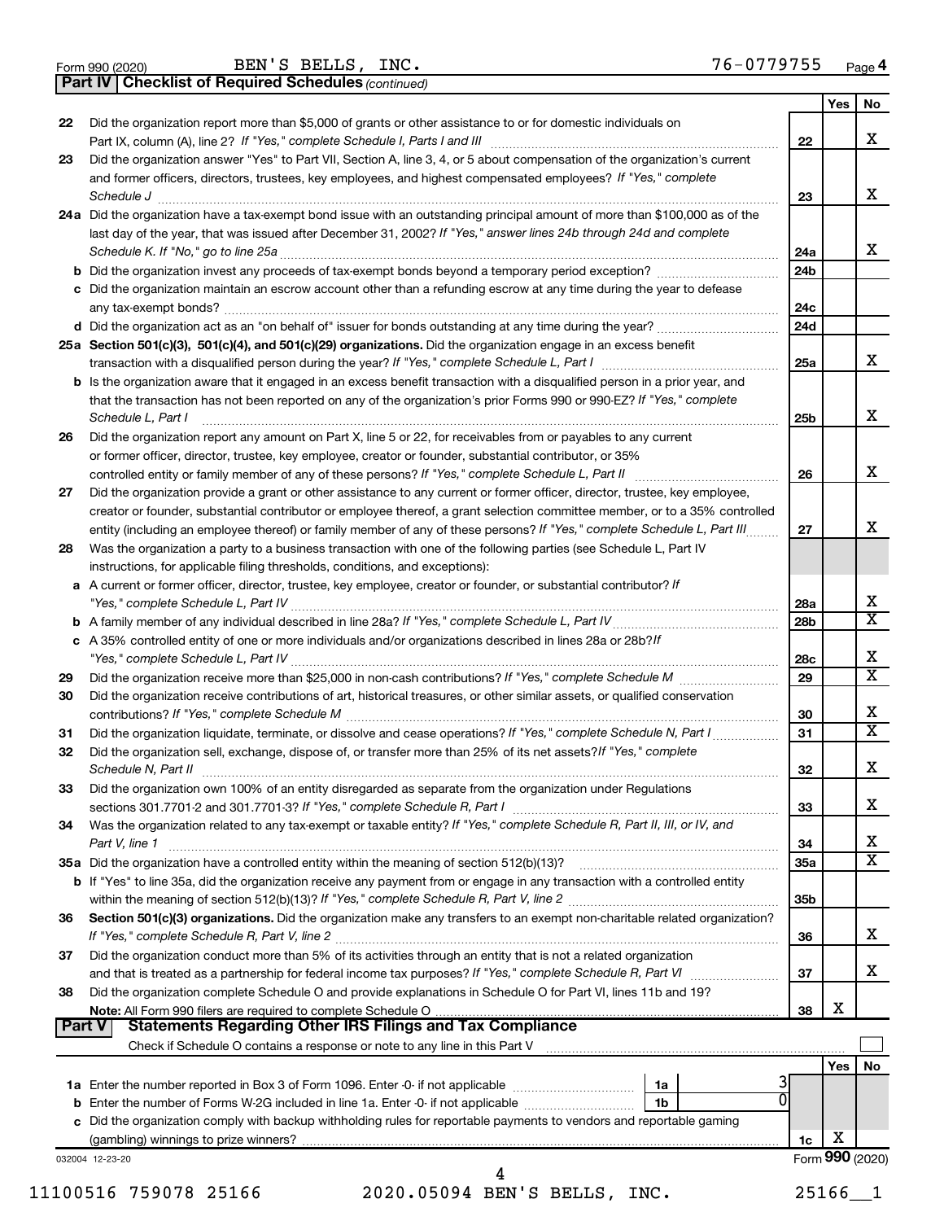Form 990 (2020) BEN'S BELLS, INC. 76-0779755 Page 4

**Part IV | Checklist of Required Schedules** *(continued)*

| | | | Yes | No |
|---|---|---|---|---|
| 22 | Did the organization report more than $5,000 of grants or other assistance to or for domestic individuals on Part IX, column (A), line 2? *If "Yes," complete Schedule I, Parts I and III* | 22 | | X |
| 23 | Did the organization answer "Yes" to Part VII, Section A, line 3, 4, or 5 about compensation of the organization's current and former officers, directors, trustees, key employees, and highest compensated employees? *If "Yes," complete Schedule J* | 23 | | X |
| 24a | Did the organization have a tax-exempt bond issue with an outstanding principal amount of more than $100,000 as of the last day of the year, that was issued after December 31, 2002? *If "Yes," answer lines 24b through 24d and complete Schedule K. If "No," go to line 25a* | 24a | | X |
| b | Did the organization invest any proceeds of tax-exempt bonds beyond a temporary period exception? | 24b | | |
| c | Did the organization maintain an escrow account other than a refunding escrow at any time during the year to defease any tax-exempt bonds? | 24c | | |
| d | Did the organization act as an "on behalf of" issuer for bonds outstanding at any time during the year? | 24d | | |
| 25a | **Section 501(c)(3), 501(c)(4), and 501(c)(29) organizations.** Did the organization engage in an excess benefit transaction with a disqualified person during the year? *If "Yes," complete Schedule L, Part I* | 25a | | X |
| b | Is the organization aware that it engaged in an excess benefit transaction with a disqualified person in a prior year, and that the transaction has not been reported on any of the organization's prior Forms 990 or 990-EZ? *If "Yes," complete Schedule L, Part I* | 25b | | X |
| 26 | Did the organization report any amount on Part X, line 5 or 22, for receivables from or payables to any current or former officer, director, trustee, key employee, creator or founder, substantial contributor, or 35% controlled entity or family member of any of these persons? *If "Yes," complete Schedule L, Part II* | 26 | | X |
| 27 | Did the organization provide a grant or other assistance to any current or former officer, director, trustee, key employee, creator or founder, substantial contributor or employee thereof, a grant selection committee member, or to a 35% controlled entity (including an employee thereof) or family member of any of these persons? *If "Yes," complete Schedule L, Part III* | 27 | | X |
| 28 | Was the organization a party to a business transaction with one of the following parties (see Schedule L, Part IV instructions, for applicable filing thresholds, conditions, and exceptions): | | | |
| a | A current or former officer, director, trustee, key employee, creator or founder, or substantial contributor? *If "Yes," complete Schedule L, Part IV* | 28a | | X |
| b | A family member of any individual described in line 28a? *If "Yes," complete Schedule L, Part IV* | 28b | | X |
| c | A 35% controlled entity of one or more individuals and/or organizations described in lines 28a or 28b? *If "Yes," complete Schedule L, Part IV* | 28c | | X |
| 29 | Did the organization receive more than $25,000 in non-cash contributions? *If "Yes," complete Schedule M* | 29 | | X |
| 30 | Did the organization receive contributions of art, historical treasures, or other similar assets, or qualified conservation contributions? *If "Yes," complete Schedule M* | 30 | | X |
| 31 | Did the organization liquidate, terminate, or dissolve and cease operations? *If "Yes," complete Schedule N, Part I* | 31 | | X |
| 32 | Did the organization sell, exchange, dispose of, or transfer more than 25% of its net assets? *If "Yes," complete Schedule N, Part II* | 32 | | X |
| 33 | Did the organization own 100% of an entity disregarded as separate from the organization under Regulations sections 301.7701-2 and 301.7701-3? *If "Yes," complete Schedule R, Part I* | 33 | | X |
| 34 | Was the organization related to any tax-exempt or taxable entity? *If "Yes," complete Schedule R, Part II, III, or IV, and Part V, line 1* | 34 | | X |
| 35a | Did the organization have a controlled entity within the meaning of section 512(b)(13)? | 35a | | X |
| b | If "Yes" to line 35a, did the organization receive any payment from or engage in any transaction with a controlled entity within the meaning of section 512(b)(13)? *If "Yes," complete Schedule R, Part V, line 2* | 35b | | |
| 36 | **Section 501(c)(3) organizations.** Did the organization make any transfers to an exempt non-charitable related organization? *If "Yes," complete Schedule R, Part V, line 2* | 36 | | X |
| 37 | Did the organization conduct more than 5% of its activities through an entity that is not a related organization and that is treated as a partnership for federal income tax purposes? *If "Yes," complete Schedule R, Part VI* | 37 | | X |
| 38 | Did the organization complete Schedule O and provide explanations in Schedule O for Part VI, lines 11b and 19? **Note:** All Form 990 filers are required to complete Schedule O | 38 | X | |

**Part V | Statements Regarding Other IRS Filings and Tax Compliance**

Check if Schedule O contains a response or note to any line in this Part V ☐

| | | | | | Yes | No |
|---|---|---|---|---|---|---|
| 1a | Enter the number reported in Box 3 of Form 1096. Enter -0- if not applicable | 1a | 3 | | | |
| b | Enter the number of Forms W-2G included in line 1a. Enter -0- if not applicable | 1b | 0 | | | |
| c | Did the organization comply with backup withholding rules for reportable payments to vendors and reportable gaming (gambling) winnings to prize winners? | | | 1c | X | |

032004 12-23-20 Form **990** (2020)

11100516 759078 25166 2020.05094 BEN'S BELLS, INC. 25166__1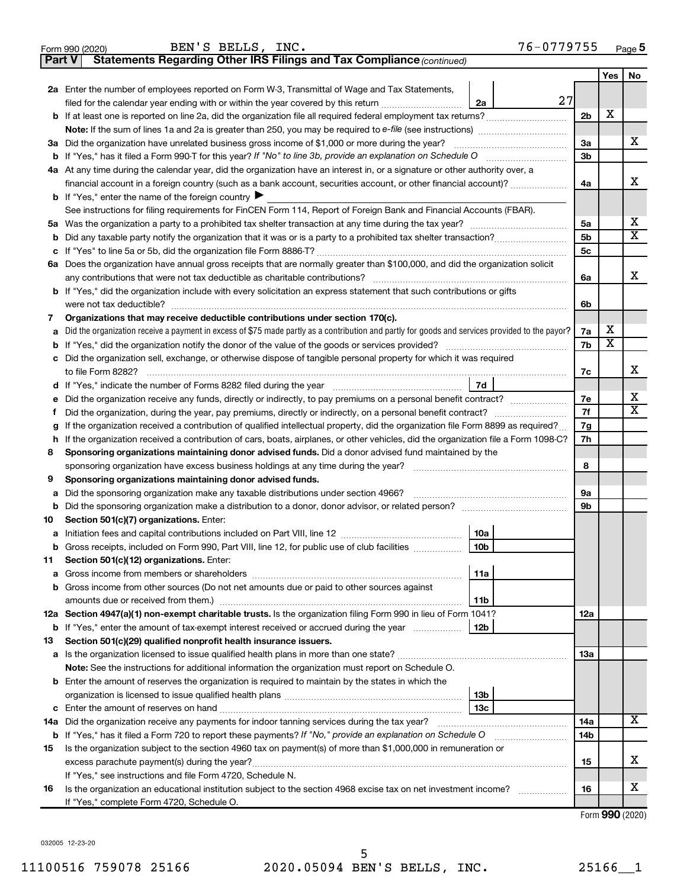Form 990 (2020) BEN'S BELLS, INC. 76-0779755 Page **5**

**Part V Statements Regarding Other IRS Filings and Tax Compliance** *(continued)*

| | | | | Yes | No |
|---|---|---|---|---|---|
| **2a** | Enter the number of employees reported on Form W-3, Transmittal of Wage and Tax Statements, filed for the calendar year ending with or within the year covered by this return | 2a 27 | | | |
| **b** | If at least one is reported on line 2a, did the organization file all required federal employment tax returns? | | 2b | X | |
| | **Note:** If the sum of lines 1a and 2a is greater than 250, you may be required to *e-file* (see instructions) | | | | |
| **3a** | Did the organization have unrelated business gross income of $1,000 or more during the year? | | 3a | | X |
| **b** | If "Yes," has it filed a Form 990-T for this year? *If "No" to line 3b, provide an explanation on Schedule O* | | 3b | | |
| **4a** | At any time during the calendar year, did the organization have an interest in, or a signature or other authority over, a financial account in a foreign country (such as a bank account, securities account, or other financial account)? | | 4a | | X |
| **b** | If "Yes," enter the name of the foreign country ▶ | | | | |
| | See instructions for filing requirements for FinCEN Form 114, Report of Foreign Bank and Financial Accounts (FBAR). | | | | |
| **5a** | Was the organization a party to a prohibited tax shelter transaction at any time during the tax year? | | 5a | | X |
| **b** | Did any taxable party notify the organization that it was or is a party to a prohibited tax shelter transaction? | | 5b | | X |
| **c** | If "Yes" to line 5a or 5b, did the organization file Form 8886-T? | | 5c | | |
| **6a** | Does the organization have annual gross receipts that are normally greater than $100,000, and did the organization solicit any contributions that were not tax deductible as charitable contributions? | | 6a | | X |
| **b** | If "Yes," did the organization include with every solicitation an express statement that such contributions or gifts were not tax deductible? | | 6b | | |
| **7** | **Organizations that may receive deductible contributions under section 170(c).** | | | | |
| **a** | Did the organization receive a payment in excess of $75 made partly as a contribution and partly for goods and services provided to the payor? | | 7a | X | |
| **b** | If "Yes," did the organization notify the donor of the value of the goods or services provided? | | 7b | X | |
| **c** | Did the organization sell, exchange, or otherwise dispose of tangible personal property for which it was required to file Form 8282? | | 7c | | X |
| **d** | If "Yes," indicate the number of Forms 8282 filed during the year | 7d | | | |
| **e** | Did the organization receive any funds, directly or indirectly, to pay premiums on a personal benefit contract? | | 7e | | X |
| **f** | Did the organization, during the year, pay premiums, directly or indirectly, on a personal benefit contract? | | 7f | | X |
| **g** | If the organization received a contribution of qualified intellectual property, did the organization file Form 8899 as required? | | 7g | | |
| **h** | If the organization received a contribution of cars, boats, airplanes, or other vehicles, did the organization file a Form 1098-C? | | 7h | | |
| **8** | **Sponsoring organizations maintaining donor advised funds.** Did a donor advised fund maintained by the sponsoring organization have excess business holdings at any time during the year? | | 8 | | |
| **9** | **Sponsoring organizations maintaining donor advised funds.** | | | | |
| **a** | Did the sponsoring organization make any taxable distributions under section 4966? | | 9a | | |
| **b** | Did the sponsoring organization make a distribution to a donor, donor advisor, or related person? | | 9b | | |
| **10** | **Section 501(c)(7) organizations.** Enter: | | | | |
| **a** | Initiation fees and capital contributions included on Part VIII, line 12 | 10a | | | |
| **b** | Gross receipts, included on Form 990, Part VIII, line 12, for public use of club facilities | 10b | | | |
| **11** | **Section 501(c)(12) organizations.** Enter: | | | | |
| **a** | Gross income from members or shareholders | 11a | | | |
| **b** | Gross income from other sources (Do not net amounts due or paid to other sources against amounts due or received from them.) | 11b | | | |
| **12a** | **Section 4947(a)(1) non-exempt charitable trusts.** Is the organization filing Form 990 in lieu of Form 1041? | | 12a | | |
| **b** | If "Yes," enter the amount of tax-exempt interest received or accrued during the year | 12b | | | |
| **13** | **Section 501(c)(29) qualified nonprofit health insurance issuers.** | | | | |
| **a** | Is the organization licensed to issue qualified health plans in more than one state? | | 13a | | |
| | **Note:** See the instructions for additional information the organization must report on Schedule O. | | | | |
| **b** | Enter the amount of reserves the organization is required to maintain by the states in which the organization is licensed to issue qualified health plans | 13b | | | |
| **c** | Enter the amount of reserves on hand | 13c | | | |
| **14a** | Did the organization receive any payments for indoor tanning services during the tax year? | | 14a | | X |
| **b** | If "Yes," has it filed a Form 720 to report these payments? *If "No," provide an explanation on Schedule O* | | 14b | | |
| **15** | Is the organization subject to the section 4960 tax on payment(s) of more than $1,000,000 in remuneration or excess parachute payment(s) during the year? | | 15 | | X |
| | If "Yes," see instructions and file Form 4720, Schedule N. | | | | |
| **16** | Is the organization an educational institution subject to the section 4968 excise tax on net investment income? | | 16 | | X |
| | If "Yes," complete Form 4720, Schedule O. | | | | |

Form **990** (2020)

032005 12-23-20

11100516 759078 25166 2020.05094 BEN'S BELLS, INC. 25166__1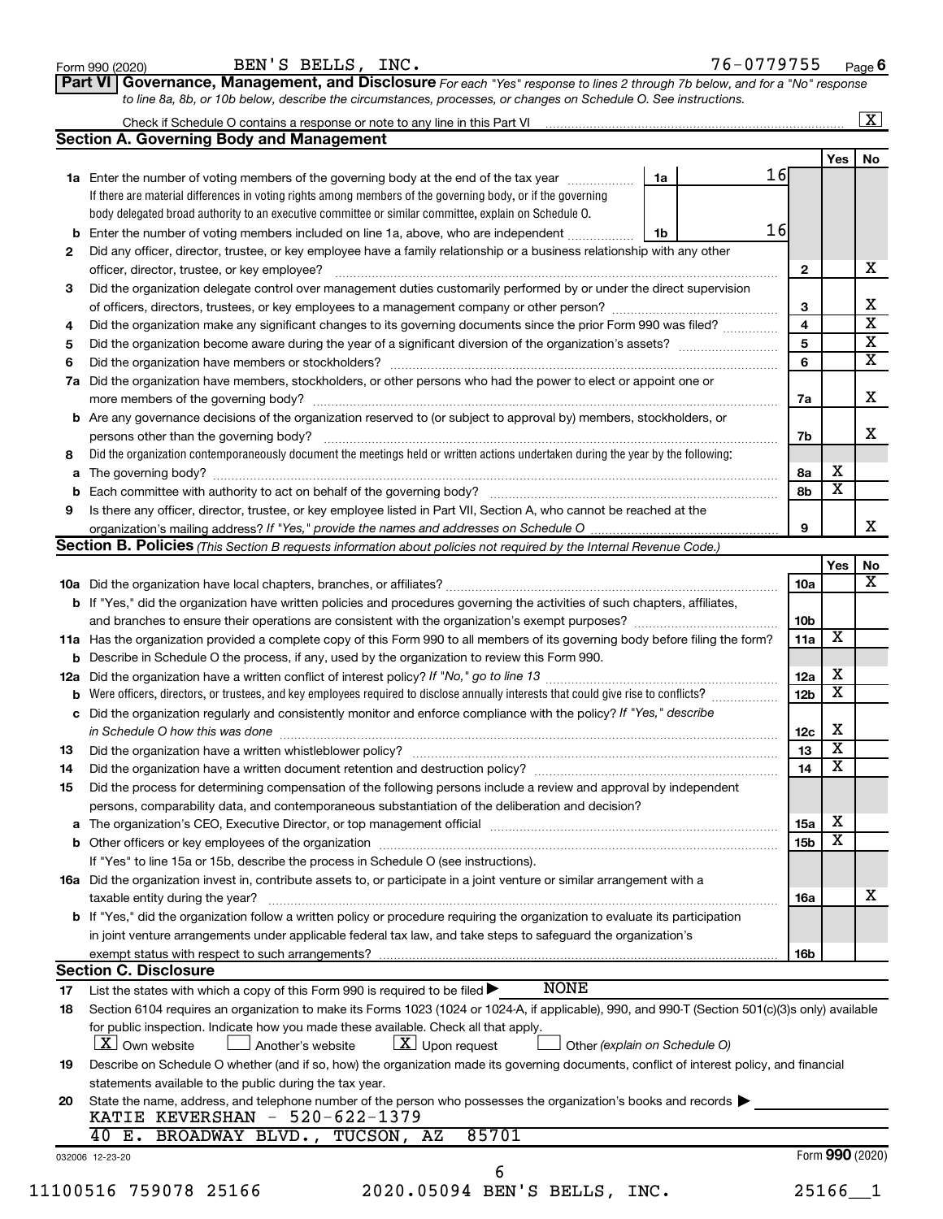Form 990 (2020) BEN'S BELLS, INC. 76-0779755 Page 6

**Part VI Governance, Management, and Disclosure** *For each "Yes" response to lines 2 through 7b below, and for a "No" response to line 8a, 8b, or 10b below, describe the circumstances, processes, or changes on Schedule O. See instructions.*

Check if Schedule O contains a response or note to any line in this Part VI ..... [X]

## Section A. Governing Body and Management

| | | | | Yes | No |
|---|---|---|---|---|---|
| **1a** | Enter the number of voting members of the governing body at the end of the tax year ..... **1a** 16<br>If there are material differences in voting rights among members of the governing body, or if the governing body delegated broad authority to an executive committee or similar committee, explain on Schedule O. | | | | |
| **b** | Enter the number of voting members included on line 1a, above, who are independent ..... **1b** 16 | | | | |
| **2** | Did any officer, director, trustee, or key employee have a family relationship or a business relationship with any other officer, director, trustee, or key employee? | | **2** | | X |
| **3** | Did the organization delegate control over management duties customarily performed by or under the direct supervision of officers, directors, trustees, or key employees to a management company or other person? | | **3** | | X |
| **4** | Did the organization make any significant changes to its governing documents since the prior Form 990 was filed? | | **4** | | X |
| **5** | Did the organization become aware during the year of a significant diversion of the organization's assets? | | **5** | | X |
| **6** | Did the organization have members or stockholders? | | **6** | | X |
| **7a** | Did the organization have members, stockholders, or other persons who had the power to elect or appoint one or more members of the governing body? | | **7a** | | X |
| **b** | Are any governance decisions of the organization reserved to (or subject to approval by) members, stockholders, or persons other than the governing body? | | **7b** | | X |
| **8** | Did the organization contemporaneously document the meetings held or written actions undertaken during the year by the following: | | | | |
| **a** | The governing body? | | **8a** | X | |
| **b** | Each committee with authority to act on behalf of the governing body? | | **8b** | X | |
| **9** | Is there any officer, director, trustee, or key employee listed in Part VII, Section A, who cannot be reached at the organization's mailing address? *If "Yes," provide the names and addresses on Schedule O* | | **9** | | X |

## Section B. Policies *(This Section B requests information about policies not required by the Internal Revenue Code.)*

| | | | Yes | No |
|---|---|---|---|---|
| **10a** | Did the organization have local chapters, branches, or affiliates? | **10a** | | X |
| **b** | If "Yes," did the organization have written policies and procedures governing the activities of such chapters, affiliates, and branches to ensure their operations are consistent with the organization's exempt purposes? | **10b** | | |
| **11a** | Has the organization provided a complete copy of this Form 990 to all members of its governing body before filing the form? | **11a** | X | |
| **b** | Describe in Schedule O the process, if any, used by the organization to review this Form 990. | | | |
| **12a** | Did the organization have a written conflict of interest policy? *If "No," go to line 13* | **12a** | X | |
| **b** | Were officers, directors, or trustees, and key employees required to disclose annually interests that could give rise to conflicts? | **12b** | X | |
| **c** | Did the organization regularly and consistently monitor and enforce compliance with the policy? *If "Yes," describe in Schedule O how this was done* | **12c** | X | |
| **13** | Did the organization have a written whistleblower policy? | **13** | X | |
| **14** | Did the organization have a written document retention and destruction policy? | **14** | X | |
| **15** | Did the process for determining compensation of the following persons include a review and approval by independent persons, comparability data, and contemporaneous substantiation of the deliberation and decision? | | | |
| **a** | The organization's CEO, Executive Director, or top management official | **15a** | X | |
| **b** | Other officers or key employees of the organization | **15b** | X | |
| | If "Yes" to line 15a or 15b, describe the process in Schedule O (see instructions). | | | |
| **16a** | Did the organization invest in, contribute assets to, or participate in a joint venture or similar arrangement with a taxable entity during the year? | **16a** | | X |
| **b** | If "Yes," did the organization follow a written policy or procedure requiring the organization to evaluate its participation in joint venture arrangements under applicable federal tax law, and take steps to safeguard the organization's exempt status with respect to such arrangements? | **16b** | | |

## Section C. Disclosure

**17** List the states with which a copy of this Form 990 is required to be filed ▶ NONE

**18** Section 6104 requires an organization to make its Forms 1023 (1024 or 1024-A, if applicable), 990, and 990-T (Section 501(c)(3)s only) available for public inspection. Indicate how you made these available. Check all that apply.
[X] Own website [ ] Another's website [X] Upon request [ ] Other *(explain on Schedule O)*

**19** Describe on Schedule O whether (and if so, how) the organization made its governing documents, conflict of interest policy, and financial statements available to the public during the tax year.

**20** State the name, address, and telephone number of the person who possesses the organization's books and records ▶
KATIE KEVERSHAN - 520-622-1379
40 E. BROADWAY BLVD., TUCSON, AZ 85701

032006 12-23-20 Form **990** (2020)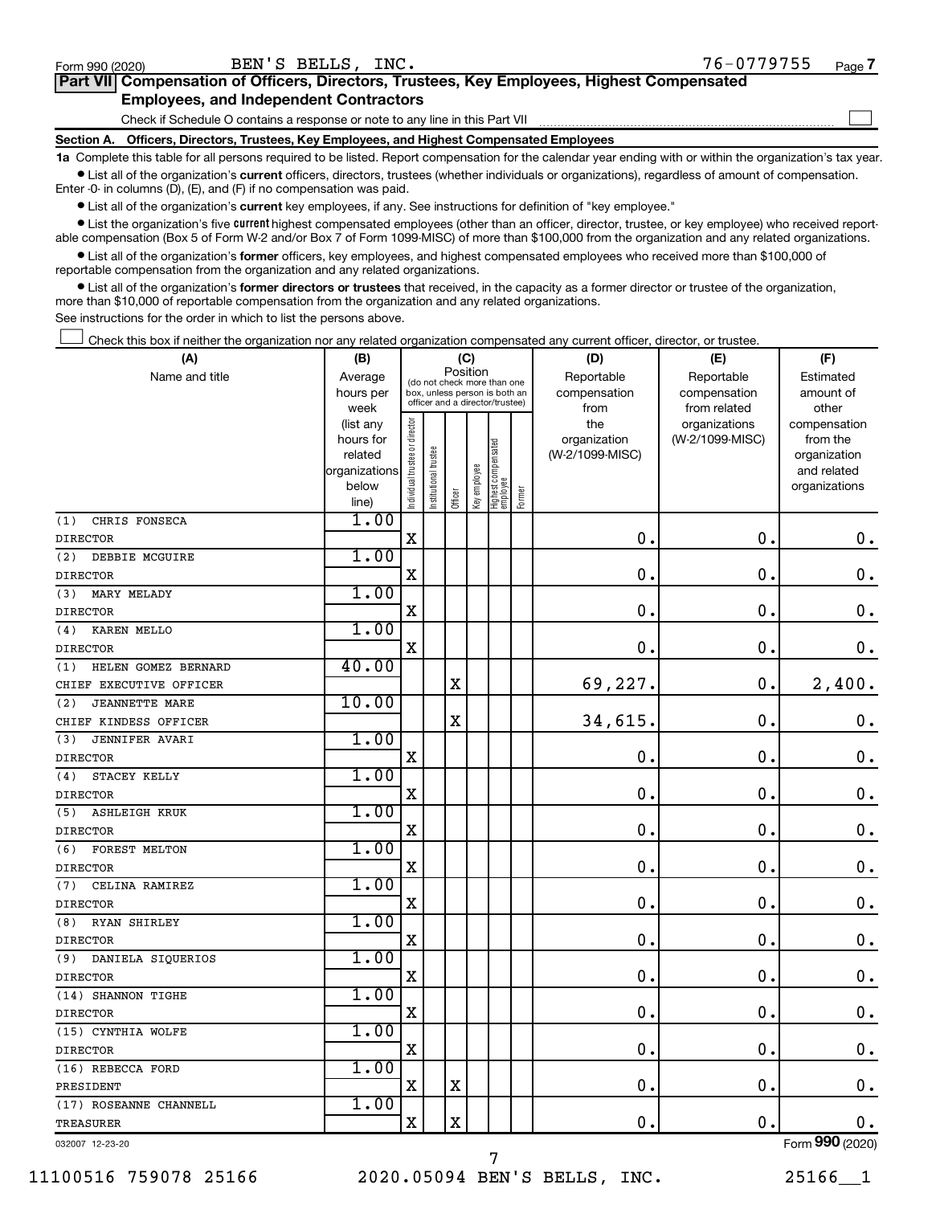Form 990 (2020) BEN'S BELLS, INC. 76-0779755 Page 7

## Part VII Compensation of Officers, Directors, Trustees, Key Employees, Highest Compensated Employees, and Independent Contractors

Check if Schedule O contains a response or note to any line in this Part VII ☐

### Section A. Officers, Directors, Trustees, Key Employees, and Highest Compensated Employees

**1a** Complete this table for all persons required to be listed. Report compensation for the calendar year ending with or within the organization's tax year.

- List all of the organization's **current** officers, directors, trustees (whether individuals or organizations), regardless of amount of compensation. Enter -0- in columns (D), (E), and (F) if no compensation was paid.
- List all of the organization's **current** key employees, if any. See instructions for definition of "key employee."
- List the organization's five **current** highest compensated employees (other than an officer, director, trustee, or key employee) who received reportable compensation (Box 5 of Form W-2 and/or Box 7 of Form 1099-MISC) of more than $100,000 from the organization and any related organizations.
- List all of the organization's **former** officers, key employees, and highest compensated employees who received more than $100,000 of reportable compensation from the organization and any related organizations.
- List all of the organization's **former directors or trustees** that received, in the capacity as a former director or trustee of the organization, more than $10,000 of reportable compensation from the organization and any related organizations.

See instructions for the order in which to list the persons above.

☐ Check this box if neither the organization nor any related organization compensated any current officer, director, or trustee.

| (A) Name and title | (B) Average hours per week (list any hours for related organizations below line) | (C) Position (do not check more than one box, unless person is both an officer and a director/trustee) | | | | | | (D) Reportable compensation from the organization (W-2/1099-MISC) | (E) Reportable compensation from related organizations (W-2/1099-MISC) | (F) Estimated amount of other compensation from the organization and related organizations |
|---|---|---|---|---|---|---|---|---|---|---|
| | | Individual trustee or director | Institutional trustee | Officer | Key employee | Highest compensated employee | Former | | | |
| (1) CHRIS FONSECA<br>DIRECTOR | 1.00 | X | | | | | | 0. | 0. | 0. |
| (2) DEBBIE MCGUIRE<br>DIRECTOR | 1.00 | X | | | | | | 0. | 0. | 0. |
| (3) MARY MELADY<br>DIRECTOR | 1.00 | X | | | | | | 0. | 0. | 0. |
| (4) KAREN MELLO<br>DIRECTOR | 1.00 | X | | | | | | 0. | 0. | 0. |
| (1) HELEN GOMEZ BERNARD<br>CHIEF EXECUTIVE OFFICER | 40.00 | | | X | | | | 69,227. | 0. | 2,400. |
| (2) JEANNETTE MARE<br>CHIEF KINDESS OFFICER | 10.00 | | | X | | | | 34,615. | 0. | 0. |
| (3) JENNIFER AVARI<br>DIRECTOR | 1.00 | X | | | | | | 0. | 0. | 0. |
| (4) STACEY KELLY<br>DIRECTOR | 1.00 | X | | | | | | 0. | 0. | 0. |
| (5) ASHLEIGH KRUK<br>DIRECTOR | 1.00 | X | | | | | | 0. | 0. | 0. |
| (6) FOREST MELTON<br>DIRECTOR | 1.00 | X | | | | | | 0. | 0. | 0. |
| (7) CELINA RAMIREZ<br>DIRECTOR | 1.00 | X | | | | | | 0. | 0. | 0. |
| (8) RYAN SHIRLEY<br>DIRECTOR | 1.00 | X | | | | | | 0. | 0. | 0. |
| (9) DANIELA SIQUERIOS<br>DIRECTOR | 1.00 | X | | | | | | 0. | 0. | 0. |
| (14) SHANNON TIGHE<br>DIRECTOR | 1.00 | X | | | | | | 0. | 0. | 0. |
| (15) CYNTHIA WOLFE<br>DIRECTOR | 1.00 | X | | | | | | 0. | 0. | 0. |
| (16) REBECCA FORD<br>PRESIDENT | 1.00 | X | | X | | | | 0. | 0. | 0. |
| (17) ROSEANNE CHANNELL<br>TREASURER | 1.00 | X | | X | | | | 0. | 0. | 0. |

032007 12-23-20

Form **990** (2020)

11100516 759078 25166 2020.05094 BEN'S BELLS, INC. 25166__1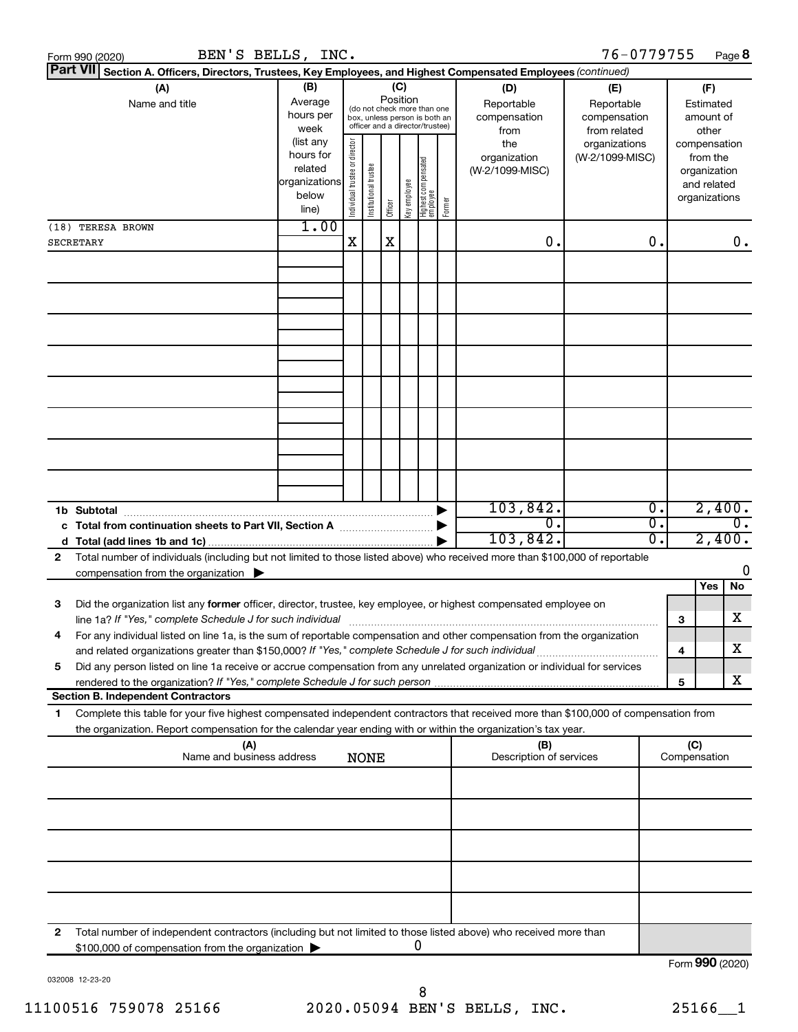Form 990 (2020) BEN'S BELLS, INC. 76-0779755 Page **8**

**Part VII** **Section A. Officers, Directors, Trustees, Key Employees, and Highest Compensated Employees** *(continued)*

| (A) Name and title | (B) Average hours per week (list any hours for related organizations below line) | (C) Position: Individual trustee or director | Institutional trustee | Officer | Key employee | Highest compensated employee | Former | (D) Reportable compensation from the organization (W-2/1099-MISC) | (E) Reportable compensation from related organizations (W-2/1099-MISC) | (F) Estimated amount of other compensation from the organization and related organizations |
|---|---|---|---|---|---|---|---|---|---|---|
| (18) TERESA BROWN | 1.00 | | | | | | | | | |
| SECRETARY | | X | | X | | | | 0. | 0. | 0. |
| | | | | | | | | | | |
| | | | | | | | | | | |
| | | | | | | | | | | |
| | | | | | | | | | | |
| | | | | | | | | | | |
| | | | | | | | | | | |
| | | | | | | | | | | |
| | | | | | | | | | | |
| **1b Subtotal** | | | | | | | | 103,842. | 0. | 2,400. |
| **c Total from continuation sheets to Part VII, Section A** | | | | | | | | 0. | 0. | 0. |
| **d Total (add lines 1b and 1c)** | | | | | | | | 103,842. | 0. | 2,400. |

**2** Total number of individuals (including but not limited to those listed above) who received more than $100,000 of reportable compensation from the organization ▶ 0

| | | | Yes | No |
|---|---|---|---|---|
| **3** | Did the organization list any **former** officer, director, trustee, key employee, or highest compensated employee on line 1a? *If "Yes," complete Schedule J for such individual* | **3** | | X |
| **4** | For any individual listed on line 1a, is the sum of reportable compensation and other compensation from the organization and related organizations greater than $150,000? *If "Yes," complete Schedule J for such individual* | **4** | | X |
| **5** | Did any person listed on line 1a receive or accrue compensation from any unrelated organization or individual for services rendered to the organization? *If "Yes," complete Schedule J for such person* | **5** | | X |

**Section B. Independent Contractors**

**1** Complete this table for your five highest compensated independent contractors that received more than $100,000 of compensation from the organization. Report compensation for the calendar year ending with or within the organization's tax year.

| (A) Name and business address | (B) Description of services | (C) Compensation |
|---|---|---|
| NONE | | |
| | | |
| | | |
| | | |
| | | |
| | | |

**2** Total number of independent contractors (including but not limited to those listed above) who received more than $100,000 of compensation from the organization ▶ 0

Form **990** (2020)

032008 12-23-20

11100516 759078 25166 2020.05094 BEN'S BELLS, INC. 25166__1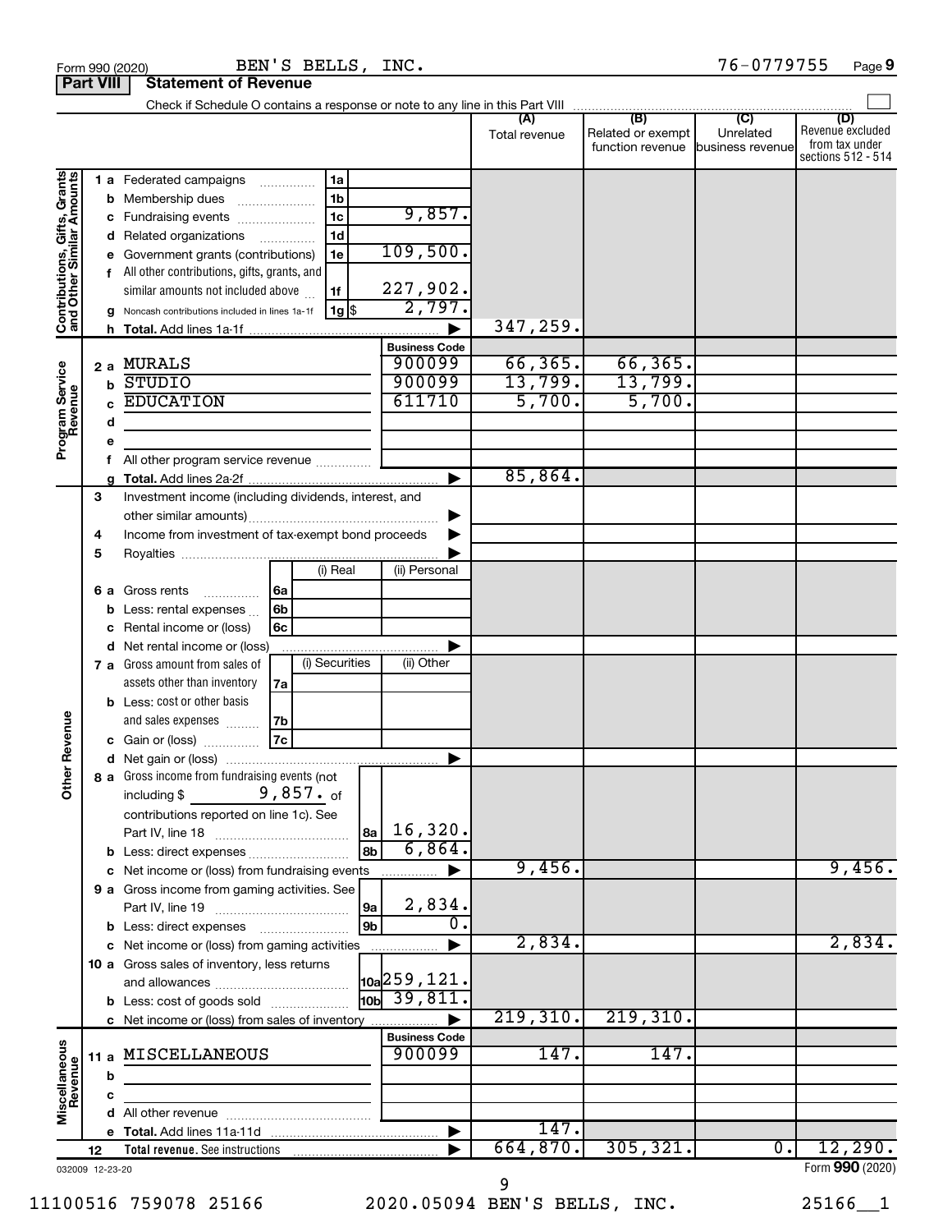Form 990 (2020) BEN'S BELLS, INC. 76-0779755

## Part VIII Statement of Revenue

Check if Schedule O contains a response or note to any line in this Part VIII

| | | | | (A) Total revenue | (B) Related or exempt function revenue | (C) Unrelated business revenue | (D) Revenue excluded from tax under sections 512 - 514 |
|---|---|---|---|---|---|---|---|
| **Contributions, Gifts, Grants and Other Similar Amounts** | 1 a Federated campaigns | 1a | | | | | |
| | b Membership dues | 1b | | | | | |
| | c Fundraising events | 1c | 9,857. | | | | |
| | d Related organizations | 1d | | | | | |
| | e Government grants (contributions) | 1e | 109,500. | | | | |
| | f All other contributions, gifts, grants, and similar amounts not included above | 1f | 227,902. | | | | |
| | g Noncash contributions included in lines 1a-1f | 1g $ | 2,797. | | | | |
| | h **Total.** Add lines 1a-1f | | | 347,259. | | | |
| **Program Service Revenue** | | | **Business Code** | | | | |
| | 2 a MURALS | | 900099 | 66,365. | 66,365. | | |
| | b STUDIO | | 900099 | 13,799. | 13,799. | | |
| | c EDUCATION | | 611710 | 5,700. | 5,700. | | |
| | d | | | | | | |
| | e | | | | | | |
| | f All other program service revenue | | | | | | |
| | g **Total.** Add lines 2a-2f | | | 85,864. | | | |
| **Other Revenue** | 3 Investment income (including dividends, interest, and other similar amounts) | | | | | | |
| | 4 Income from investment of tax-exempt bond proceeds | | | | | | |
| | 5 Royalties | | | | | | |
| | | (i) Real | (ii) Personal | | | | |
| | 6 a Gross rents 6a | | | | | | |
| | b Less: rental expenses 6b | | | | | | |
| | c Rental income or (loss) 6c | | | | | | |
| | d Net rental income or (loss) | | | | | | |
| | | (i) Securities | (ii) Other | | | | |
| | 7 a Gross amount from sales of assets other than inventory 7a | | | | | | |
| | b Less: cost or other basis and sales expenses 7b | | | | | | |
| | c Gain or (loss) 7c | | | | | | |
| | d Net gain or (loss) | | | | | | |
| | 8 a Gross income from fundraising events (not including $ 9,857. of contributions reported on line 1c). See Part IV, line 18 | 8a | 16,320. | | | | |
| | b Less: direct expenses | 8b | 6,864. | | | | |
| | c Net income or (loss) from fundraising events | | | 9,456. | | | 9,456. |
| | 9 a Gross income from gaming activities. See Part IV, line 19 | 9a | 2,834. | | | | |
| | b Less: direct expenses | 9b | 0. | | | | |
| | c Net income or (loss) from gaming activities | | | 2,834. | | | 2,834. |
| | 10 a Gross sales of inventory, less returns and allowances | 10a | 259,121. | | | | |
| | b Less: cost of goods sold | 10b | 39,811. | | | | |
| | c Net income or (loss) from sales of inventory | | | 219,310. | 219,310. | | |
| **Miscellaneous Revenue** | | | **Business Code** | | | | |
| | 11 a MISCELLANEOUS | | 900099 | 147. | 147. | | |
| | b | | | | | | |
| | c | | | | | | |
| | d All other revenue | | | | | | |
| | e **Total.** Add lines 11a-11d | | | 147. | | | |
| | 12 **Total revenue.** See instructions | | | 664,870. | 305,321. | 0. | 12,290. |

032009 12-23-20 Form **990** (2020)

11100516 759078 25166 2020.05094 BEN'S BELLS, INC. 25166__1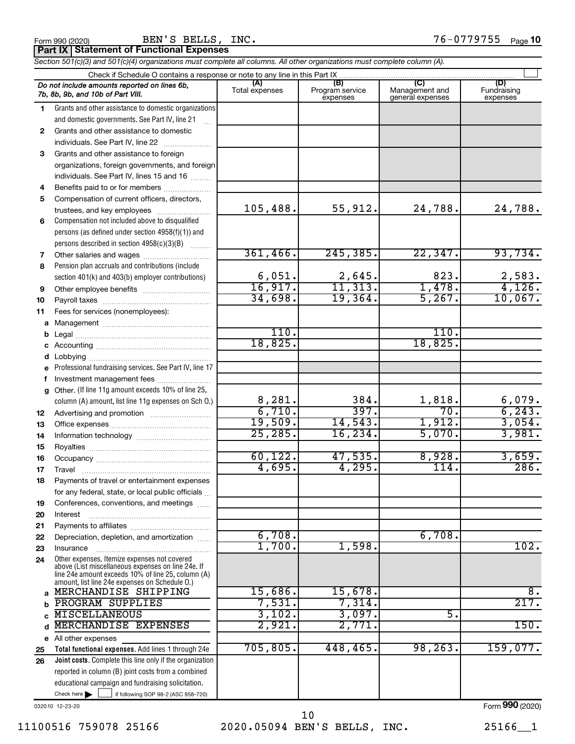Form 990 (2020) BEN'S BELLS, INC. 76-0779755 Page 10

## Part IX | Statement of Functional Expenses

*Section 501(c)(3) and 501(c)(4) organizations must complete all columns. All other organizations must complete column (A).*

Check if Schedule O contains a response or note to any line in this Part IX

| *Do not include amounts reported on lines 6b, 7b, 8b, 9b, and 10b of Part VIII.* | (A) Total expenses | (B) Program service expenses | (C) Management and general expenses | (D) Fundraising expenses |
|---|---|---|---|---|
| 1 Grants and other assistance to domestic organizations and domestic governments. See Part IV, line 21 | | | | |
| 2 Grants and other assistance to domestic individuals. See Part IV, line 22 | | | | |
| 3 Grants and other assistance to foreign organizations, foreign governments, and foreign individuals. See Part IV, lines 15 and 16 | | | | |
| 4 Benefits paid to or for members | | | | |
| 5 Compensation of current officers, directors, trustees, and key employees | 105,488. | 55,912. | 24,788. | 24,788. |
| 6 Compensation not included above to disqualified persons (as defined under section 4958(f)(1)) and persons described in section 4958(c)(3)(B) | | | | |
| 7 Other salaries and wages | 361,466. | 245,385. | 22,347. | 93,734. |
| 8 Pension plan accruals and contributions (include section 401(k) and 403(b) employer contributions) | 6,051. | 2,645. | 823. | 2,583. |
| 9 Other employee benefits | 16,917. | 11,313. | 1,478. | 4,126. |
| 10 Payroll taxes | 34,698. | 19,364. | 5,267. | 10,067. |
| 11 Fees for services (nonemployees): | | | | |
| a Management | | | | |
| b Legal | 110. | | 110. | |
| c Accounting | 18,825. | | 18,825. | |
| d Lobbying | | | | |
| e Professional fundraising services. See Part IV, line 17 | | | | |
| f Investment management fees | | | | |
| g Other. (If line 11g amount exceeds 10% of line 25, column (A) amount, list line 11g expenses on Sch O.) | 8,281. | 384. | 1,818. | 6,079. |
| 12 Advertising and promotion | 6,710. | 397. | 70. | 6,243. |
| 13 Office expenses | 19,509. | 14,543. | 1,912. | 3,054. |
| 14 Information technology | 25,285. | 16,234. | 5,070. | 3,981. |
| 15 Royalties | | | | |
| 16 Occupancy | 60,122. | 47,535. | 8,928. | 3,659. |
| 17 Travel | 4,695. | 4,295. | 114. | 286. |
| 18 Payments of travel or entertainment expenses for any federal, state, or local public officials | | | | |
| 19 Conferences, conventions, and meetings | | | | |
| 20 Interest | | | | |
| 21 Payments to affiliates | | | | |
| 22 Depreciation, depletion, and amortization | 6,708. | | 6,708. | |
| 23 Insurance | 1,700. | 1,598. | | 102. |
| 24 Other expenses. Itemize expenses not covered above (List miscellaneous expenses on line 24e. If line 24e amount exceeds 10% of line 25, column (A) amount, list line 24e expenses on Schedule O.) | | | | |
| a MERCHANDISE SHIPPING | 15,686. | 15,678. | | 8. |
| b PROGRAM SUPPLIES | 7,531. | 7,314. | | 217. |
| c MISCELLANEOUS | 3,102. | 3,097. | 5. | |
| d MERCHANDISE EXPENSES | 2,921. | 2,771. | | 150. |
| e All other expenses | | | | |
| 25 **Total functional expenses.** Add lines 1 through 24e | 705,805. | 448,465. | 98,263. | 159,077. |
| 26 **Joint costs.** Complete this line only if the organization reported in column (B) joint costs from a combined educational campaign and fundraising solicitation. Check here ☐ if following SOP 98-2 (ASC 958-720) | | | | |

032010 12-23-20 Form **990** (2020)

11100516 759078 25166 2020.05094 BEN'S BELLS, INC. 25166__1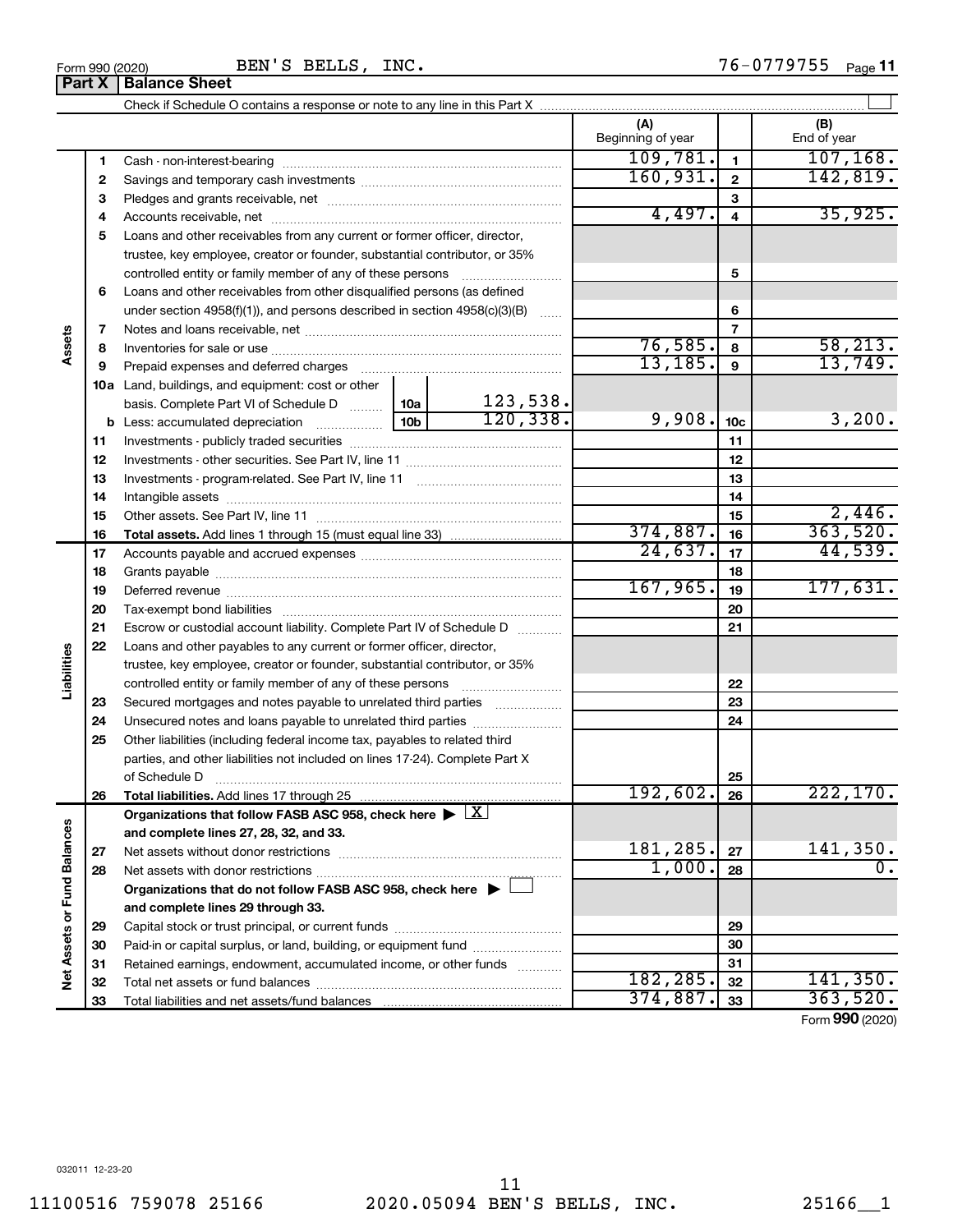Form 990 (2020) BEN'S BELLS, INC. 76-0779755

## Part X Balance Sheet

Check if Schedule O contains a response or note to any line in this Part X

| | | | (A) Beginning of year | | (B) End of year |
|---|---|---|---|---|---|
| **Assets** | 1 | Cash - non-interest-bearing | 109,781. | 1 | 107,168. |
| | 2 | Savings and temporary cash investments | 160,931. | 2 | 142,819. |
| | 3 | Pledges and grants receivable, net | | 3 | |
| | 4 | Accounts receivable, net | 4,497. | 4 | 35,925. |
| | 5 | Loans and other receivables from any current or former officer, director, trustee, key employee, creator or founder, substantial contributor, or 35% controlled entity or family member of any of these persons | | 5 | |
| | 6 | Loans and other receivables from other disqualified persons (as defined under section 4958(f)(1)), and persons described in section 4958(c)(3)(B) | | 6 | |
| | 7 | Notes and loans receivable, net | | 7 | |
| | 8 | Inventories for sale or use | 76,585. | 8 | 58,213. |
| | 9 | Prepaid expenses and deferred charges | 13,185. | 9 | 13,749. |
| | 10a | Land, buildings, and equipment: cost or other basis. Complete Part VI of Schedule D ... 10a: 123,538. | | | |
| | b | Less: accumulated depreciation ... 10b: 120,338. | 9,908. | 10c | 3,200. |
| | 11 | Investments - publicly traded securities | | 11 | |
| | 12 | Investments - other securities. See Part IV, line 11 | | 12 | |
| | 13 | Investments - program-related. See Part IV, line 11 | | 13 | |
| | 14 | Intangible assets | | 14 | |
| | 15 | Other assets. See Part IV, line 11 | | 15 | 2,446. |
| | 16 | **Total assets.** Add lines 1 through 15 (must equal line 33) | 374,887. | 16 | 363,520. |
| **Liabilities** | 17 | Accounts payable and accrued expenses | 24,637. | 17 | 44,539. |
| | 18 | Grants payable | | 18 | |
| | 19 | Deferred revenue | 167,965. | 19 | 177,631. |
| | 20 | Tax-exempt bond liabilities | | 20 | |
| | 21 | Escrow or custodial account liability. Complete Part IV of Schedule D | | 21 | |
| | 22 | Loans and other payables to any current or former officer, director, trustee, key employee, creator or founder, substantial contributor, or 35% controlled entity or family member of any of these persons | | 22 | |
| | 23 | Secured mortgages and notes payable to unrelated third parties | | 23 | |
| | 24 | Unsecured notes and loans payable to unrelated third parties | | 24 | |
| | 25 | Other liabilities (including federal income tax, payables to related third parties, and other liabilities not included on lines 17-24). Complete Part X of Schedule D | | 25 | |
| | 26 | **Total liabilities.** Add lines 17 through 25 | 192,602. | 26 | 222,170. |
| **Net Assets or Fund Balances** | | **Organizations that follow FASB ASC 958, check here ▶ [X] and complete lines 27, 28, 32, and 33.** | | | |
| | 27 | Net assets without donor restrictions | 181,285. | 27 | 141,350. |
| | 28 | Net assets with donor restrictions | 1,000. | 28 | 0. |
| | | **Organizations that do not follow FASB ASC 958, check here ▶ [ ] and complete lines 29 through 33.** | | | |
| | 29 | Capital stock or trust principal, or current funds | | 29 | |
| | 30 | Paid-in or capital surplus, or land, building, or equipment fund | | 30 | |
| | 31 | Retained earnings, endowment, accumulated income, or other funds | | 31 | |
| | 32 | Total net assets or fund balances | 182,285. | 32 | 141,350. |
| | 33 | Total liabilities and net assets/fund balances | 374,887. | 33 | 363,520. |

Form **990** (2020)

032011 12-23-20

11100516 759078 25166 2020.05094 BEN'S BELLS, INC. 25166__1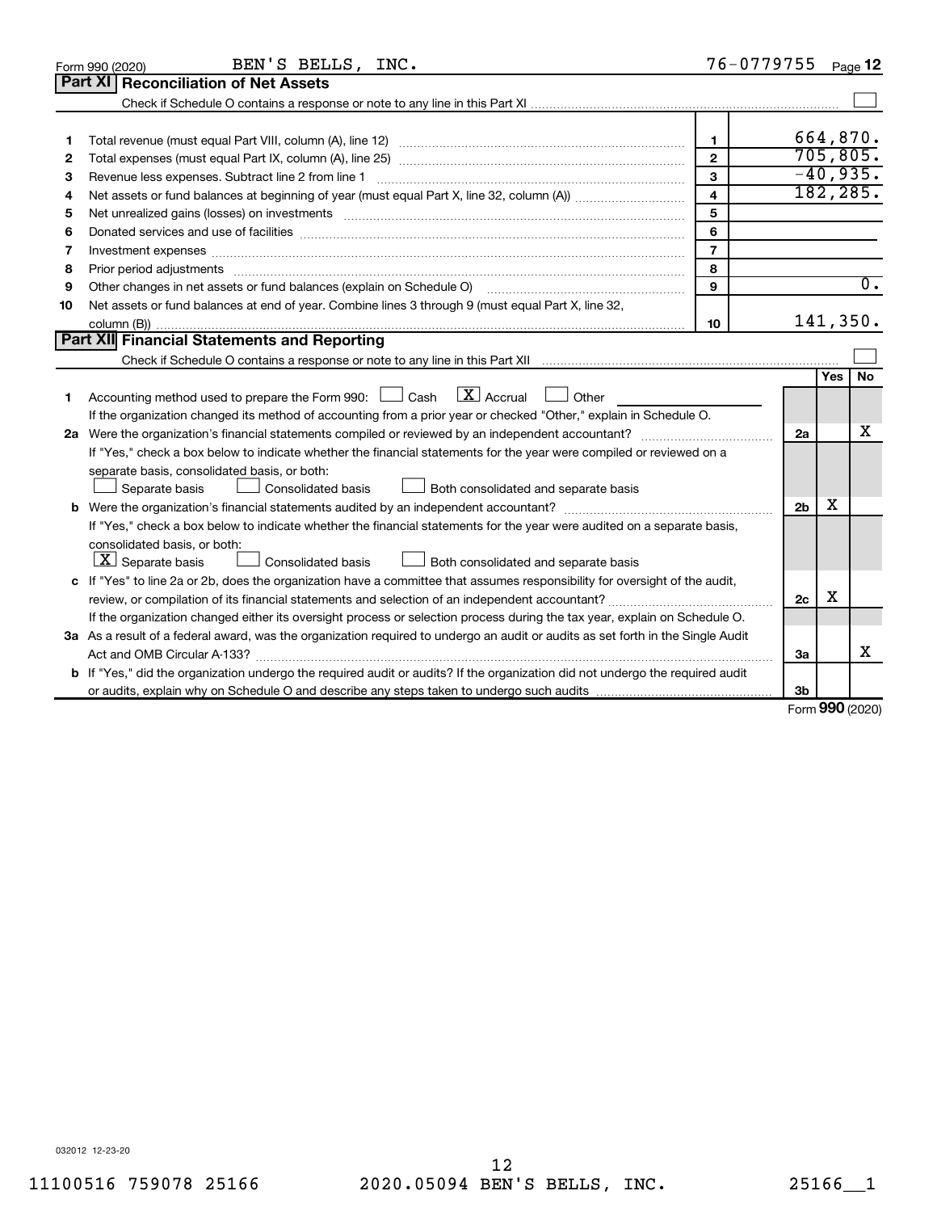Form 990 (2020) BEN'S BELLS, INC. 76-0779755 Page 12

## Part XI Reconciliation of Net Assets

Check if Schedule O contains a response or note to any line in this Part XI ☐

| | | | |
|---|---|---|---|
| 1 | Total revenue (must equal Part VIII, column (A), line 12) | 1 | 664,870. |
| 2 | Total expenses (must equal Part IX, column (A), line 25) | 2 | 705,805. |
| 3 | Revenue less expenses. Subtract line 2 from line 1 | 3 | -40,935. |
| 4 | Net assets or fund balances at beginning of year (must equal Part X, line 32, column (A)) | 4 | 182,285. |
| 5 | Net unrealized gains (losses) on investments | 5 | |
| 6 | Donated services and use of facilities | 6 | |
| 7 | Investment expenses | 7 | |
| 8 | Prior period adjustments | 8 | |
| 9 | Other changes in net assets or fund balances (explain on Schedule O) | 9 | 0. |
| 10 | Net assets or fund balances at end of year. Combine lines 3 through 9 (must equal Part X, line 32, column (B)) | 10 | 141,350. |

## Part XII Financial Statements and Reporting

Check if Schedule O contains a response or note to any line in this Part XII ☐

| | | | Yes | No |
|---|---|---|---|---|
| 1 | Accounting method used to prepare the Form 990: ☐ Cash ☒ Accrual ☐ Other<br>If the organization changed its method of accounting from a prior year or checked "Other," explain in Schedule O. | | | |
| 2a | Were the organization's financial statements compiled or reviewed by an independent accountant?<br>If "Yes," check a box below to indicate whether the financial statements for the year were compiled or reviewed on a separate basis, consolidated basis, or both:<br>☐ Separate basis ☐ Consolidated basis ☐ Both consolidated and separate basis | 2a | | X |
| b | Were the organization's financial statements audited by an independent accountant?<br>If "Yes," check a box below to indicate whether the financial statements for the year were audited on a separate basis, consolidated basis, or both:<br>☒ Separate basis ☐ Consolidated basis ☐ Both consolidated and separate basis | 2b | X | |
| c | If "Yes" to line 2a or 2b, does the organization have a committee that assumes responsibility for oversight of the audit, review, or compilation of its financial statements and selection of an independent accountant?<br>If the organization changed either its oversight process or selection process during the tax year, explain on Schedule O. | 2c | X | |
| 3a | As a result of a federal award, was the organization required to undergo an audit or audits as set forth in the Single Audit Act and OMB Circular A-133? | 3a | | X |
| b | If "Yes," did the organization undergo the required audit or audits? If the organization did not undergo the required audit or audits, explain why on Schedule O and describe any steps taken to undergo such audits | 3b | | |

Form 990 (2020)

032012 12-23-20

11100516 759078 25166 2020.05094 BEN'S BELLS, INC. 25166__1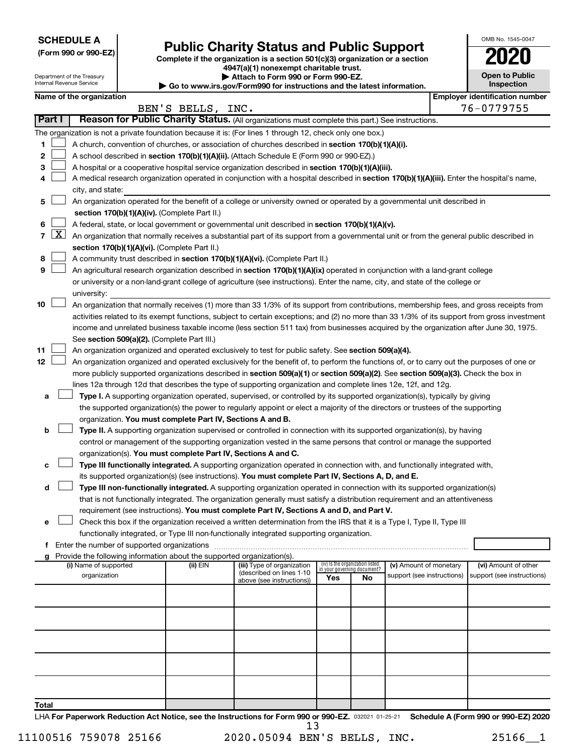**SCHEDULE A**
**(Form 990 or 990-EZ)**

Department of the Treasury
Internal Revenue Service

# Public Charity Status and Public Support

**Complete if the organization is a section 501(c)(3) organization or a section 4947(a)(1) nonexempt charitable trust.**
**▶ Attach to Form 990 or Form 990-EZ.**
**▶ Go to www.irs.gov/Form990 for instructions and the latest information.**

OMB No. 1545-0047

**2020**

**Open to Public Inspection**

**Name of the organization:** BEN'S BELLS, INC.
**Employer identification number:** 76-0779755

## Part I — Reason for Public Charity Status. (All organizations must complete this part.) See instructions.

The organization is not a private foundation because it is: (For lines 1 through 12, check only one box.)

1. ☐ A church, convention of churches, or association of churches described in **section 170(b)(1)(A)(i).**
2. ☐ A school described in **section 170(b)(1)(A)(ii).** (Attach Schedule E (Form 990 or 990-EZ).)
3. ☐ A hospital or a cooperative hospital service organization described in **section 170(b)(1)(A)(iii).**
4. ☐ A medical research organization operated in conjunction with a hospital described in **section 170(b)(1)(A)(iii).** Enter the hospital's name, city, and state:
5. ☐ An organization operated for the benefit of a college or university owned or operated by a governmental unit described in **section 170(b)(1)(A)(iv).** (Complete Part II.)
6. ☐ A federal, state, or local government or governmental unit described in **section 170(b)(1)(A)(v).**
7. ☒ An organization that normally receives a substantial part of its support from a governmental unit or from the general public described in **section 170(b)(1)(A)(vi).** (Complete Part II.)
8. ☐ A community trust described in **section 170(b)(1)(A)(vi).** (Complete Part II.)
9. ☐ An agricultural research organization described in **section 170(b)(1)(A)(ix)** operated in conjunction with a land-grant college or university or a non-land-grant college of agriculture (see instructions). Enter the name, city, and state of the college or university:
10. ☐ An organization that normally receives (1) more than 33 1/3% of its support from contributions, membership fees, and gross receipts from activities related to its exempt functions, subject to certain exceptions; and (2) no more than 33 1/3% of its support from gross investment income and unrelated business taxable income (less section 511 tax) from businesses acquired by the organization after June 30, 1975. See **section 509(a)(2).** (Complete Part III.)
11. ☐ An organization organized and operated exclusively to test for public safety. See **section 509(a)(4).**
12. ☐ An organization organized and operated exclusively for the benefit of, to perform the functions of, or to carry out the purposes of one or more publicly supported organizations described in **section 509(a)(1)** or **section 509(a)(2)**. See **section 509(a)(3).** Check the box in lines 12a through 12d that describes the type of supporting organization and complete lines 12e, 12f, and 12g.
   - **a** ☐ **Type I.** A supporting organization operated, supervised, or controlled by its supported organization(s), typically by giving the supported organization(s) the power to regularly appoint or elect a majority of the directors or trustees of the supporting organization. **You must complete Part IV, Sections A and B.**
   - **b** ☐ **Type II.** A supporting organization supervised or controlled in connection with its supported organization(s), by having control or management of the supporting organization vested in the same persons that control or manage the supported organization(s). **You must complete Part IV, Sections A and C.**
   - **c** ☐ **Type III functionally integrated.** A supporting organization operated in connection with, and functionally integrated with, its supported organization(s) (see instructions). **You must complete Part IV, Sections A, D, and E.**
   - **d** ☐ **Type III non-functionally integrated.** A supporting organization operated in connection with its supported organization(s) that is not functionally integrated. The organization generally must satisfy a distribution requirement and an attentiveness requirement (see instructions). **You must complete Part IV, Sections A and D, and Part V.**
   - **e** ☐ Check this box if the organization received a written determination from the IRS that it is a Type I, Type II, Type III functionally integrated, or Type III non-functionally integrated supporting organization.
   - **f** Enter the number of supported organizations
   - **g** Provide the following information about the supported organization(s).

| (i) Name of supported organization | (ii) EIN | (iii) Type of organization (described on lines 1-10 above (see instructions)) | (iv) Is the organization listed in your governing document? Yes | No | (v) Amount of monetary support (see instructions) | (vi) Amount of other support (see instructions) |
|---|---|---|---|---|---|---|
| | | | | | | |
| | | | | | | |
| | | | | | | |
| | | | | | | |
| | | | | | | |
| **Total** | | | | | | |

LHA **For Paperwork Reduction Act Notice, see the Instructions for Form 990 or 990-EZ.** 032021 01-25-21 **Schedule A (Form 990 or 990-EZ) 2020**

11100516 759078 25166 2020.05094 BEN'S BELLS, INC. 25166__1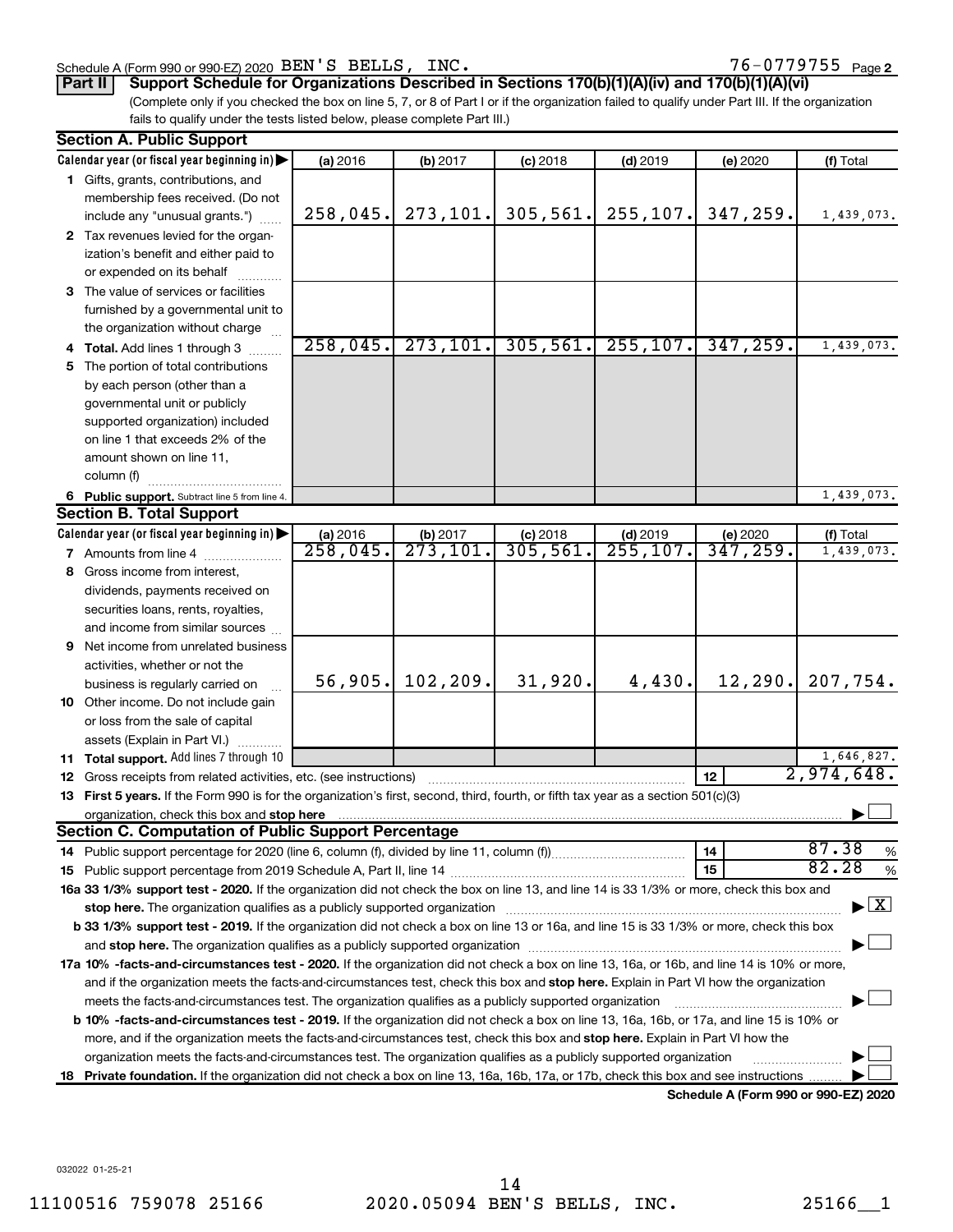Schedule A (Form 990 or 990-EZ) 2020 BEN'S BELLS, INC. 76-0779755 Page 2

**Part II** **Support Schedule for Organizations Described in Sections 170(b)(1)(A)(iv) and 170(b)(1)(A)(vi)**

(Complete only if you checked the box on line 5, 7, or 8 of Part I or if the organization failed to qualify under Part III. If the organization fails to qualify under the tests listed below, please complete Part III.)

### Section A. Public Support

| Calendar year (or fiscal year beginning in) ▶ | (a) 2016 | (b) 2017 | (c) 2018 | (d) 2019 | (e) 2020 | (f) Total |
|---|---|---|---|---|---|---|
| **1** Gifts, grants, contributions, and membership fees received. (Do not include any "unusual grants.") | 258,045. | 273,101. | 305,561. | 255,107. | 347,259. | 1,439,073. |
| **2** Tax revenues levied for the organization's benefit and either paid to or expended on its behalf | | | | | | |
| **3** The value of services or facilities furnished by a governmental unit to the organization without charge | | | | | | |
| **4 Total.** Add lines 1 through 3 | 258,045. | 273,101. | 305,561. | 255,107. | 347,259. | 1,439,073. |
| **5** The portion of total contributions by each person (other than a governmental unit or publicly supported organization) included on line 1 that exceeds 2% of the amount shown on line 11, column (f) | | | | | | |
| **6 Public support.** Subtract line 5 from line 4. | | | | | | 1,439,073. |

### Section B. Total Support

| Calendar year (or fiscal year beginning in) ▶ | (a) 2016 | (b) 2017 | (c) 2018 | (d) 2019 | (e) 2020 | (f) Total |
|---|---|---|---|---|---|---|
| **7** Amounts from line 4 | 258,045. | 273,101. | 305,561. | 255,107. | 347,259. | 1,439,073. |
| **8** Gross income from interest, dividends, payments received on securities loans, rents, royalties, and income from similar sources | | | | | | |
| **9** Net income from unrelated business activities, whether or not the business is regularly carried on | 56,905. | 102,209. | 31,920. | 4,430. | 12,290. | 207,754. |
| **10** Other income. Do not include gain or loss from the sale of capital assets (Explain in Part VI.) | | | | | | |
| **11 Total support.** Add lines 7 through 10 | | | | | | 1,646,827. |

**12** Gross receipts from related activities, etc. (see instructions) | **12** | 2,974,648.

**13 First 5 years.** If the Form 990 is for the organization's first, second, third, fourth, or fifth tax year as a section 501(c)(3) organization, check this box and **stop here** ▶ ☐

### Section C. Computation of Public Support Percentage

**14** Public support percentage for 2020 (line 6, column (f), divided by line 11, column (f)) | **14** | 87.38 %

**15** Public support percentage from 2019 Schedule A, Part II, line 14 | **15** | 82.28 %

**16a 33 1/3% support test - 2020.** If the organization did not check the box on line 13, and line 14 is 33 1/3% or more, check this box and **stop here.** The organization qualifies as a publicly supported organization ▶ ☒

**b 33 1/3% support test - 2019.** If the organization did not check a box on line 13 or 16a, and line 15 is 33 1/3% or more, check this box and **stop here.** The organization qualifies as a publicly supported organization ▶ ☐

**17a 10% -facts-and-circumstances test - 2020.** If the organization did not check a box on line 13, 16a, or 16b, and line 14 is 10% or more, and if the organization meets the facts-and-circumstances test, check this box and **stop here.** Explain in Part VI how the organization meets the facts-and-circumstances test. The organization qualifies as a publicly supported organization ▶ ☐

**b 10% -facts-and-circumstances test - 2019.** If the organization did not check a box on line 13, 16a, 16b, or 17a, and line 15 is 10% or more, and if the organization meets the facts-and-circumstances test, check this box and **stop here.** Explain in Part VI how the organization meets the facts-and-circumstances test. The organization qualifies as a publicly supported organization ▶ ☐

**18 Private foundation.** If the organization did not check a box on line 13, 16a, 16b, 17a, or 17b, check this box and see instructions ▶ ☐

**Schedule A (Form 990 or 990-EZ) 2020**

032022 01-25-21

11100516 759078 25166 2020.05094 BEN'S BELLS, INC. 25166__1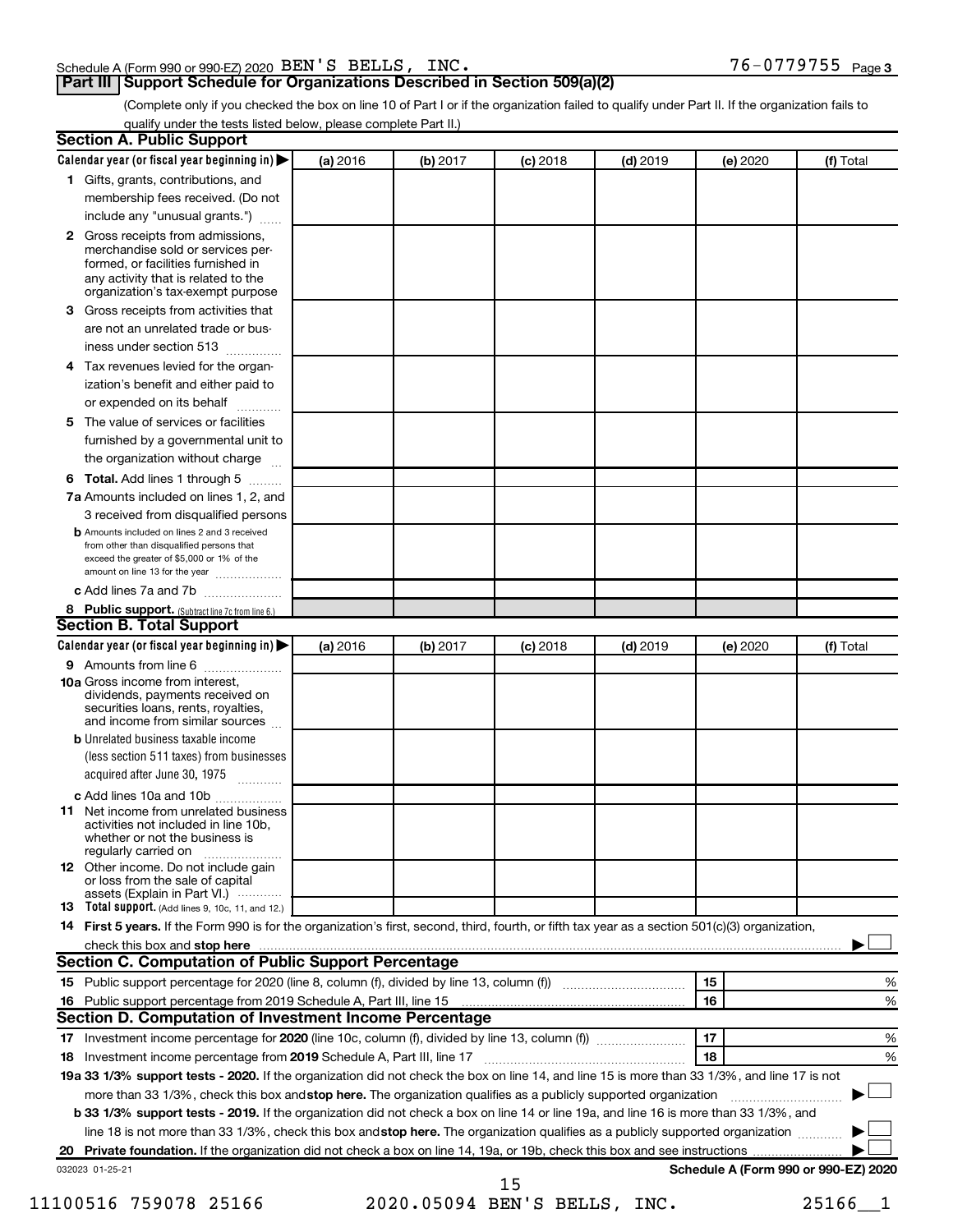Schedule A (Form 990 or 990-EZ) 2020 BEN'S BELLS, INC. 76-0779755 Page 3

## Part III Support Schedule for Organizations Described in Section 509(a)(2)

(Complete only if you checked the box on line 10 of Part I or if the organization failed to qualify under Part II. If the organization fails to qualify under the tests listed below, please complete Part II.)

### Section A. Public Support

| Calendar year (or fiscal year beginning in) ▶ | (a) 2016 | (b) 2017 | (c) 2018 | (d) 2019 | (e) 2020 | (f) Total |
|---|---|---|---|---|---|---|
| **1** Gifts, grants, contributions, and membership fees received. (Do not include any "unusual grants.") | | | | | | |
| **2** Gross receipts from admissions, merchandise sold or services performed, or facilities furnished in any activity that is related to the organization's tax-exempt purpose | | | | | | |
| **3** Gross receipts from activities that are not an unrelated trade or business under section 513 | | | | | | |
| **4** Tax revenues levied for the organization's benefit and either paid to or expended on its behalf | | | | | | |
| **5** The value of services or facilities furnished by a governmental unit to the organization without charge | | | | | | |
| **6 Total.** Add lines 1 through 5 | | | | | | |
| **7a** Amounts included on lines 1, 2, and 3 received from disqualified persons | | | | | | |
| **b** Amounts included on lines 2 and 3 received from other than disqualified persons that exceed the greater of $5,000 or 1% of the amount on line 13 for the year | | | | | | |
| **c** Add lines 7a and 7b | | | | | | |
| **8 Public support.** (Subtract line 7c from line 6.) | | | | | | |

### Section B. Total Support

| Calendar year (or fiscal year beginning in) ▶ | (a) 2016 | (b) 2017 | (c) 2018 | (d) 2019 | (e) 2020 | (f) Total |
|---|---|---|---|---|---|---|
| **9** Amounts from line 6 | | | | | | |
| **10a** Gross income from interest, dividends, payments received on securities loans, rents, royalties, and income from similar sources | | | | | | |
| **b** Unrelated business taxable income (less section 511 taxes) from businesses acquired after June 30, 1975 | | | | | | |
| **c** Add lines 10a and 10b | | | | | | |
| **11** Net income from unrelated business activities not included in line 10b, whether or not the business is regularly carried on | | | | | | |
| **12** Other income. Do not include gain or loss from the sale of capital assets (Explain in Part VI.) | | | | | | |
| **13 Total support.** (Add lines 9, 10c, 11, and 12.) | | | | | | |

**14 First 5 years.** If the Form 990 is for the organization's first, second, third, fourth, or fifth tax year as a section 501(c)(3) organization, check this box and **stop here** ▶ ☐

### Section C. Computation of Public Support Percentage

| | | | |
|---|---|---|---|
| **15** Public support percentage for 2020 (line 8, column (f), divided by line 13, column (f)) | 15 | | % |
| **16** Public support percentage from 2019 Schedule A, Part III, line 15 | 16 | | % |

### Section D. Computation of Investment Income Percentage

| | | | |
|---|---|---|---|
| **17** Investment income percentage for **2020** (line 10c, column (f), divided by line 13, column (f)) | 17 | | % |
| **18** Investment income percentage from **2019** Schedule A, Part III, line 17 | 18 | | % |

**19a 33 1/3% support tests - 2020.** If the organization did not check the box on line 14, and line 15 is more than 33 1/3%, and line 17 is not more than 33 1/3%, check this box and **stop here.** The organization qualifies as a publicly supported organization ▶ ☐

**b 33 1/3% support tests - 2019.** If the organization did not check a box on line 14 or line 19a, and line 16 is more than 33 1/3%, and line 18 is not more than 33 1/3%, check this box and **stop here.** The organization qualifies as a publicly supported organization ▶ ☐

**20 Private foundation.** If the organization did not check a box on line 14, 19a, or 19b, check this box and see instructions ▶ ☐

032023 01-25-21 **Schedule A (Form 990 or 990-EZ) 2020**

11100516 759078 25166 2020.05094 BEN'S BELLS, INC. 25166__1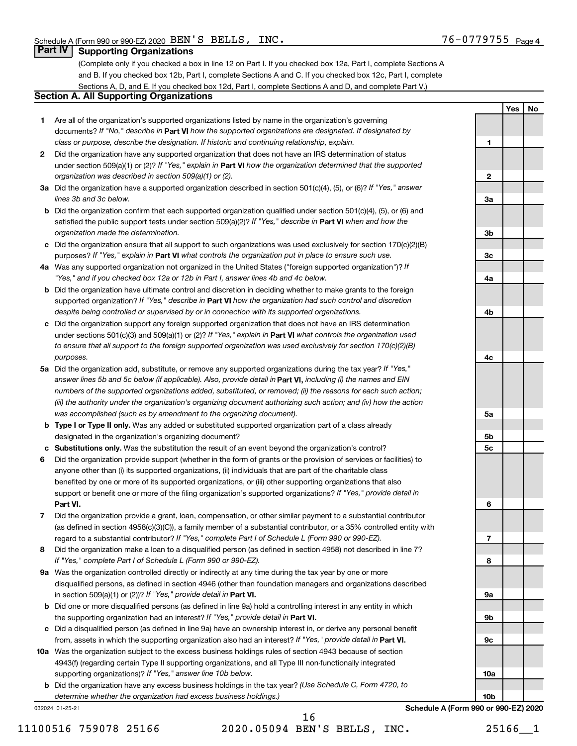Schedule A (Form 990 or 990-EZ) 2020 BEN'S BELLS, INC. 76-0779755 Page 4

## Part IV Supporting Organizations

(Complete only if you checked a box in line 12 on Part I. If you checked box 12a, Part I, complete Sections A and B. If you checked box 12b, Part I, complete Sections A and C. If you checked box 12c, Part I, complete Sections A, D, and E. If you checked box 12d, Part I, complete Sections A and D, and complete Part V.)

### Section A. All Supporting Organizations

| | | | Yes | No |
|---|---|---|---|---|
| **1** | Are all of the organization's supported organizations listed by name in the organization's governing documents? *If "No," describe in* **Part VI** *how the supported organizations are designated. If designated by class or purpose, describe the designation. If historic and continuing relationship, explain.* | 1 | | |
| **2** | Did the organization have any supported organization that does not have an IRS determination of status under section 509(a)(1) or (2)? *If "Yes," explain in* **Part VI** *how the organization determined that the supported organization was described in section 509(a)(1) or (2).* | 2 | | |
| **3a** | Did the organization have a supported organization described in section 501(c)(4), (5), or (6)? *If "Yes," answer lines 3b and 3c below.* | 3a | | |
| **b** | Did the organization confirm that each supported organization qualified under section 501(c)(4), (5), or (6) and satisfied the public support tests under section 509(a)(2)? *If "Yes," describe in* **Part VI** *when and how the organization made the determination.* | 3b | | |
| **c** | Did the organization ensure that all support to such organizations was used exclusively for section 170(c)(2)(B) purposes? *If "Yes," explain in* **Part VI** *what controls the organization put in place to ensure such use.* | 3c | | |
| **4a** | Was any supported organization not organized in the United States ("foreign supported organization")? *If "Yes," and if you checked box 12a or 12b in Part I, answer lines 4b and 4c below.* | 4a | | |
| **b** | Did the organization have ultimate control and discretion in deciding whether to make grants to the foreign supported organization? *If "Yes," describe in* **Part VI** *how the organization had such control and discretion despite being controlled or supervised by or in connection with its supported organizations.* | 4b | | |
| **c** | Did the organization support any foreign supported organization that does not have an IRS determination under sections 501(c)(3) and 509(a)(1) or (2)? *If "Yes," explain in* **Part VI** *what controls the organization used to ensure that all support to the foreign supported organization was used exclusively for section 170(c)(2)(B) purposes.* | 4c | | |
| **5a** | Did the organization add, substitute, or remove any supported organizations during the tax year? *If "Yes," answer lines 5b and 5c below (if applicable). Also, provide detail in* **Part VI,** *including (i) the names and EIN numbers of the supported organizations added, substituted, or removed; (ii) the reasons for each such action; (iii) the authority under the organization's organizing document authorizing such action; and (iv) how the action was accomplished (such as by amendment to the organizing document).* | 5a | | |
| **b** | **Type I or Type II only.** Was any added or substituted supported organization part of a class already designated in the organization's organizing document? | 5b | | |
| **c** | **Substitutions only.** Was the substitution the result of an event beyond the organization's control? | 5c | | |
| **6** | Did the organization provide support (whether in the form of grants or the provision of services or facilities) to anyone other than (i) its supported organizations, (ii) individuals that are part of the charitable class benefited by one or more of its supported organizations, or (iii) other supporting organizations that also support or benefit one or more of the filing organization's supported organizations? *If "Yes," provide detail in* **Part VI.** | 6 | | |
| **7** | Did the organization provide a grant, loan, compensation, or other similar payment to a substantial contributor (as defined in section 4958(c)(3)(C)), a family member of a substantial contributor, or a 35% controlled entity with regard to a substantial contributor? *If "Yes," complete Part I of Schedule L (Form 990 or 990-EZ).* | 7 | | |
| **8** | Did the organization make a loan to a disqualified person (as defined in section 4958) not described in line 7? *If "Yes," complete Part I of Schedule L (Form 990 or 990-EZ).* | 8 | | |
| **9a** | Was the organization controlled directly or indirectly at any time during the tax year by one or more disqualified persons, as defined in section 4946 (other than foundation managers and organizations described in section 509(a)(1) or (2))? *If "Yes," provide detail in* **Part VI.** | 9a | | |
| **b** | Did one or more disqualified persons (as defined in line 9a) hold a controlling interest in any entity in which the supporting organization had an interest? *If "Yes," provide detail in* **Part VI.** | 9b | | |
| **c** | Did a disqualified person (as defined in line 9a) have an ownership interest in, or derive any personal benefit from, assets in which the supporting organization also had an interest? *If "Yes," provide detail in* **Part VI.** | 9c | | |
| **10a** | Was the organization subject to the excess business holdings rules of section 4943 because of section 4943(f) (regarding certain Type II supporting organizations, and all Type III non-functionally integrated supporting organizations)? *If "Yes," answer line 10b below.* | 10a | | |
| **b** | Did the organization have any excess business holdings in the tax year? *(Use Schedule C, Form 4720, to determine whether the organization had excess business holdings.)* | 10b | | |

032024 01-25-21

**Schedule A (Form 990 or 990-EZ) 2020**

11100516 759078 25166 2020.05094 BEN'S BELLS, INC. 25166__1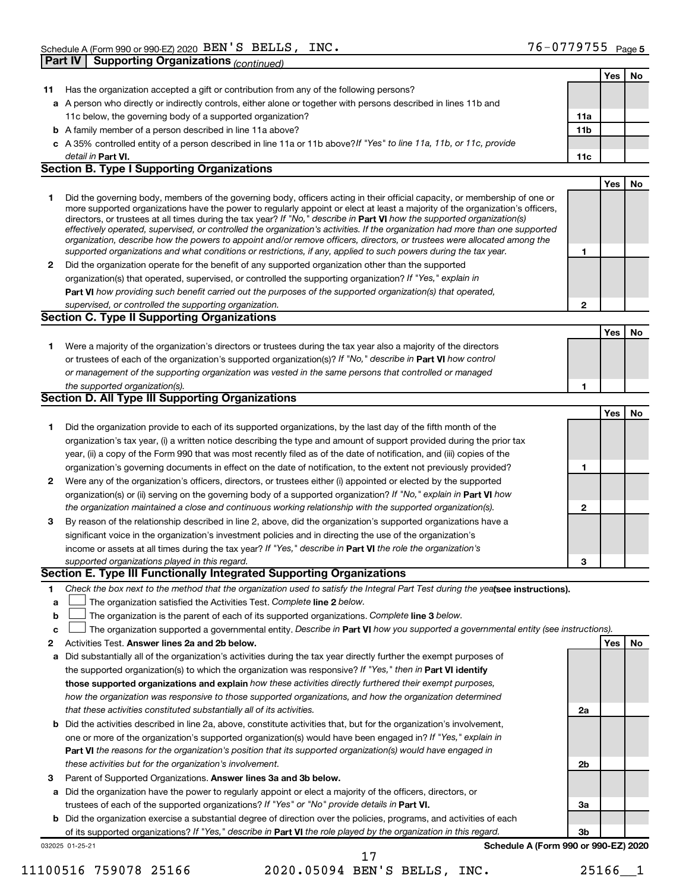Schedule A (Form 990 or 990-EZ) 2020 BEN'S BELLS, INC. 76-0779755 Page 5

## Part IV Supporting Organizations *(continued)*

| | | | Yes | No |
|---|---|---|---|---|
| **11** | Has the organization accepted a gift or contribution from any of the following persons? | | | |
| **a** | A person who directly or indirectly controls, either alone or together with persons described in lines 11b and 11c below, the governing body of a supported organization? | **11a** | | |
| **b** | A family member of a person described in line 11a above? | **11b** | | |
| **c** | A 35% controlled entity of a person described in line 11a or 11b above? *If "Yes" to line 11a, 11b, or 11c, provide detail in* **Part VI.** | **11c** | | |

### Section B. Type I Supporting Organizations

| | | | Yes | No |
|---|---|---|---|---|
| **1** | Did the governing body, members of the governing body, officers acting in their official capacity, or membership of one or more supported organizations have the power to regularly appoint or elect at least a majority of the organization's officers, directors, or trustees at all times during the tax year? *If "No," describe in* **Part VI** *how the supported organization(s) effectively operated, supervised, or controlled the organization's activities. If the organization had more than one supported organization, describe how the powers to appoint and/or remove officers, directors, or trustees were allocated among the supported organizations and what conditions or restrictions, if any, applied to such powers during the tax year.* | **1** | | |
| **2** | Did the organization operate for the benefit of any supported organization other than the supported organization(s) that operated, supervised, or controlled the supporting organization? *If "Yes," explain in* **Part VI** *how providing such benefit carried out the purposes of the supported organization(s) that operated, supervised, or controlled the supporting organization.* | **2** | | |

### Section C. Type II Supporting Organizations

| | | | Yes | No |
|---|---|---|---|---|
| **1** | Were a majority of the organization's directors or trustees during the tax year also a majority of the directors or trustees of each of the organization's supported organization(s)? *If "No," describe in* **Part VI** *how control or management of the supporting organization was vested in the same persons that controlled or managed the supported organization(s).* | **1** | | |

### Section D. All Type III Supporting Organizations

| | | | Yes | No |
|---|---|---|---|---|
| **1** | Did the organization provide to each of its supported organizations, by the last day of the fifth month of the organization's tax year, (i) a written notice describing the type and amount of support provided during the prior tax year, (ii) a copy of the Form 990 that was most recently filed as of the date of notification, and (iii) copies of the organization's governing documents in effect on the date of notification, to the extent not previously provided? | **1** | | |
| **2** | Were any of the organization's officers, directors, or trustees either (i) appointed or elected by the supported organization(s) or (ii) serving on the governing body of a supported organization? *If "No," explain in* **Part VI** *how the organization maintained a close and continuous working relationship with the supported organization(s).* | **2** | | |
| **3** | By reason of the relationship described in line 2, above, did the organization's supported organizations have a significant voice in the organization's investment policies and in directing the use of the organization's income or assets at all times during the tax year? *If "Yes," describe in* **Part VI** *the role the organization's supported organizations played in this regard.* | **3** | | |

### Section E. Type III Functionally Integrated Supporting Organizations

**1** *Check the box next to the method that the organization used to satisfy the Integral Part Test during the year* **(see instructions).**

- **a** ☐ The organization satisfied the Activities Test. *Complete* **line 2** *below.*
- **b** ☐ The organization is the parent of each of its supported organizations. *Complete* **line 3** *below.*
- **c** ☐ The organization supported a governmental entity. *Describe in* **Part VI** *how you supported a governmental entity (see instructions).*

| | | | Yes | No |
|---|---|---|---|---|
| **2** | Activities Test. **Answer lines 2a and 2b below.** | | | |
| **a** | Did substantially all of the organization's activities during the tax year directly further the exempt purposes of the supported organization(s) to which the organization was responsive? *If "Yes," then in* **Part VI identify those supported organizations and explain** *how these activities directly furthered their exempt purposes, how the organization was responsive to those supported organizations, and how the organization determined that these activities constituted substantially all of its activities.* | **2a** | | |
| **b** | Did the activities described in line 2a, above, constitute activities that, but for the organization's involvement, one or more of the organization's supported organization(s) would have been engaged in? *If "Yes," explain in* **Part VI** *the reasons for the organization's position that its supported organization(s) would have engaged in these activities but for the organization's involvement.* | **2b** | | |
| **3** | Parent of Supported Organizations. **Answer lines 3a and 3b below.** | | | |
| **a** | Did the organization have the power to regularly appoint or elect a majority of the officers, directors, or trustees of each of the supported organizations? *If "Yes" or "No" provide details in* **Part VI.** | **3a** | | |
| **b** | Did the organization exercise a substantial degree of direction over the policies, programs, and activities of each of its supported organizations? *If "Yes," describe in* **Part VI** *the role played by the organization in this regard.* | **3b** | | |

032025 01-25-21 **Schedule A (Form 990 or 990-EZ) 2020**

11100516 759078 25166 2020.05094 BEN'S BELLS, INC. 25166__1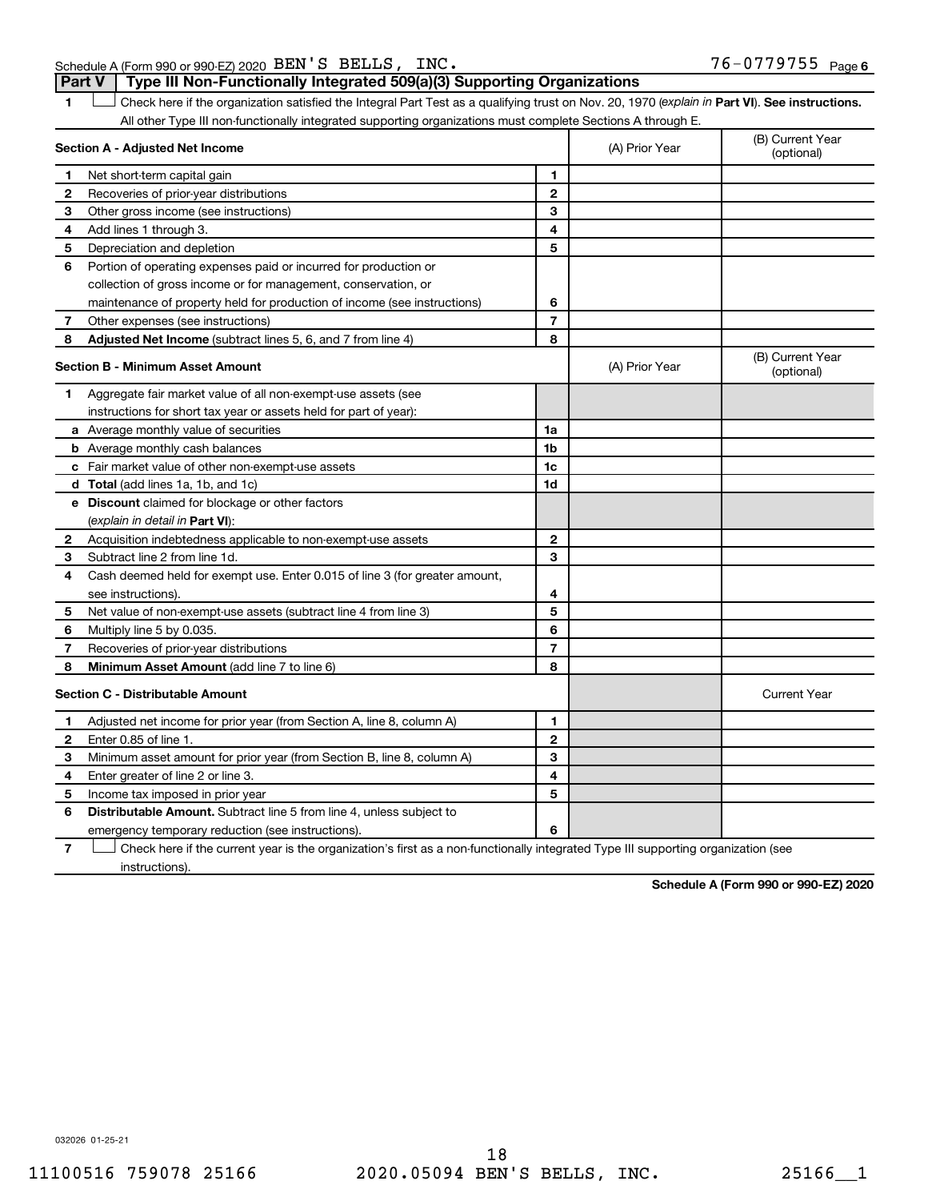Schedule A (Form 990 or 990-EZ) 2020 BEN'S BELLS, INC. 76-0779755 Page 6

## Part V Type III Non-Functionally Integrated 509(a)(3) Supporting Organizations

1 ☐ Check here if the organization satisfied the Integral Part Test as a qualifying trust on Nov. 20, 1970 (*explain in* **Part VI**). **See instructions.** All other Type III non-functionally integrated supporting organizations must complete Sections A through E.

| **Section A - Adjusted Net Income** | | | (A) Prior Year | (B) Current Year (optional) |
|---|---|---|---|---|
| 1 | Net short-term capital gain | 1 | | |
| 2 | Recoveries of prior-year distributions | 2 | | |
| 3 | Other gross income (see instructions) | 3 | | |
| 4 | Add lines 1 through 3. | 4 | | |
| 5 | Depreciation and depletion | 5 | | |
| 6 | Portion of operating expenses paid or incurred for production or collection of gross income or for management, conservation, or maintenance of property held for production of income (see instructions) | 6 | | |
| 7 | Other expenses (see instructions) | 7 | | |
| 8 | **Adjusted Net Income** (subtract lines 5, 6, and 7 from line 4) | 8 | | |

| **Section B - Minimum Asset Amount** | | | (A) Prior Year | (B) Current Year (optional) |
|---|---|---|---|---|
| 1 | Aggregate fair market value of all non-exempt-use assets (see instructions for short tax year or assets held for part of year): | | | |
| a | Average monthly value of securities | 1a | | |
| b | Average monthly cash balances | 1b | | |
| c | Fair market value of other non-exempt-use assets | 1c | | |
| d | **Total** (add lines 1a, 1b, and 1c) | 1d | | |
| e | **Discount** claimed for blockage or other factors (*explain in detail in* **Part VI**): | | | |
| 2 | Acquisition indebtedness applicable to non-exempt-use assets | 2 | | |
| 3 | Subtract line 2 from line 1d. | 3 | | |
| 4 | Cash deemed held for exempt use. Enter 0.015 of line 3 (for greater amount, see instructions). | 4 | | |
| 5 | Net value of non-exempt-use assets (subtract line 4 from line 3) | 5 | | |
| 6 | Multiply line 5 by 0.035. | 6 | | |
| 7 | Recoveries of prior-year distributions | 7 | | |
| 8 | **Minimum Asset Amount** (add line 7 to line 6) | 8 | | |

| **Section C - Distributable Amount** | | | | Current Year |
|---|---|---|---|---|
| 1 | Adjusted net income for prior year (from Section A, line 8, column A) | 1 | | |
| 2 | Enter 0.85 of line 1. | 2 | | |
| 3 | Minimum asset amount for prior year (from Section B, line 8, column A) | 3 | | |
| 4 | Enter greater of line 2 or line 3. | 4 | | |
| 5 | Income tax imposed in prior year | 5 | | |
| 6 | **Distributable Amount.** Subtract line 5 from line 4, unless subject to emergency temporary reduction (see instructions). | 6 | | |

7 ☐ Check here if the current year is the organization's first as a non-functionally integrated Type III supporting organization (see instructions).

**Schedule A (Form 990 or 990-EZ) 2020**

032026 01-25-21

11100516 759078 25166 2020.05094 BEN'S BELLS, INC. 25166__1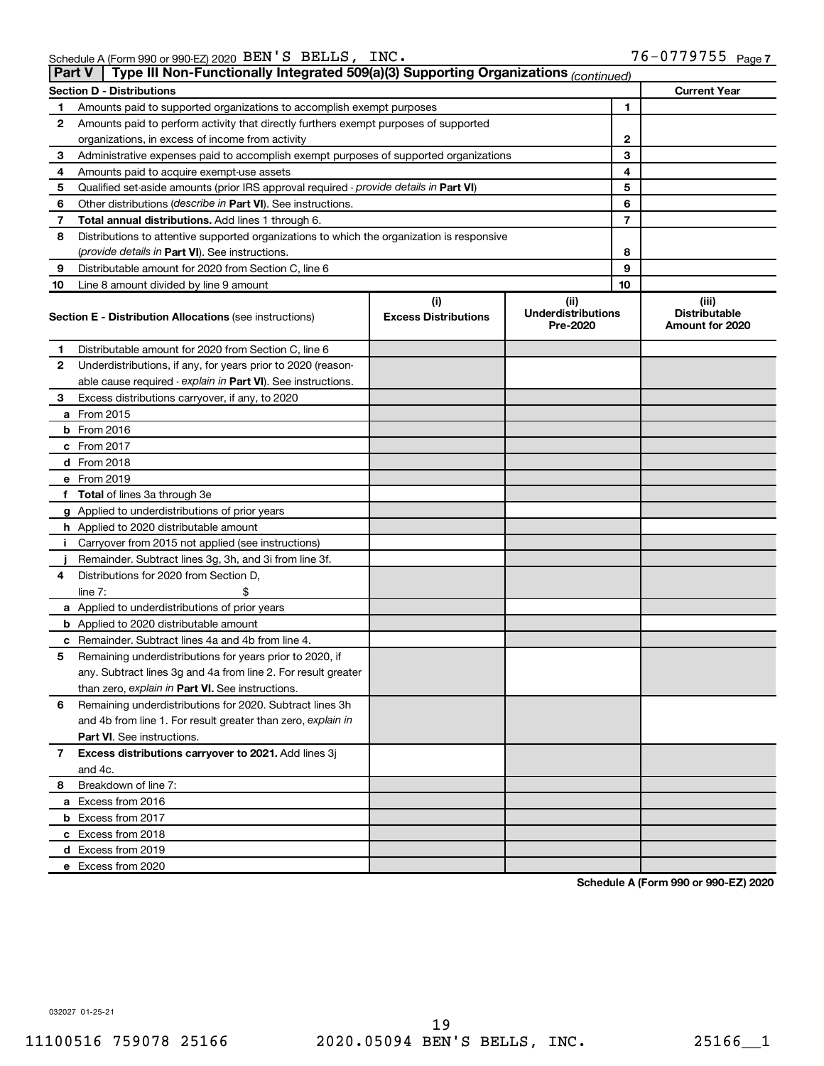Schedule A (Form 990 or 990-EZ) 2020 BEN'S BELLS, INC. 76-0779755 Page 7

## Part V Type III Non-Functionally Integrated 509(a)(3) Supporting Organizations *(continued)*

| Section D - Distributions | | | Current Year |
|---|---|---|---|
| 1 | Amounts paid to supported organizations to accomplish exempt purposes | 1 | |
| 2 | Amounts paid to perform activity that directly furthers exempt purposes of supported organizations, in excess of income from activity | 2 | |
| 3 | Administrative expenses paid to accomplish exempt purposes of supported organizations | 3 | |
| 4 | Amounts paid to acquire exempt-use assets | 4 | |
| 5 | Qualified set-aside amounts (prior IRS approval required - *provide details in* **Part VI**) | 5 | |
| 6 | Other distributions (*describe in* **Part VI**). See instructions. | 6 | |
| 7 | **Total annual distributions.** Add lines 1 through 6. | 7 | |
| 8 | Distributions to attentive supported organizations to which the organization is responsive (*provide details in* **Part VI**). See instructions. | 8 | |
| 9 | Distributable amount for 2020 from Section C, line 6 | 9 | |
| 10 | Line 8 amount divided by line 9 amount | 10 | |

| **Section E - Distribution Allocations** (see instructions) | (i) Excess Distributions | (ii) Underdistributions Pre-2020 | (iii) Distributable Amount for 2020 |
|---|---|---|---|
| **1** Distributable amount for 2020 from Section C, line 6 | | | |
| **2** Underdistributions, if any, for years prior to 2020 (reasonable cause required - *explain in* **Part VI**). See instructions. | | | |
| **3** Excess distributions carryover, if any, to 2020 | | | |
| **a** From 2015 | | | |
| **b** From 2016 | | | |
| **c** From 2017 | | | |
| **d** From 2018 | | | |
| **e** From 2019 | | | |
| **f Total** of lines 3a through 3e | | | |
| **g** Applied to underdistributions of prior years | | | |
| **h** Applied to 2020 distributable amount | | | |
| **i** Carryover from 2015 not applied (see instructions) | | | |
| **j** Remainder. Subtract lines 3g, 3h, and 3i from line 3f. | | | |
| **4** Distributions for 2020 from Section D, line 7: $ | | | |
| **a** Applied to underdistributions of prior years | | | |
| **b** Applied to 2020 distributable amount | | | |
| **c** Remainder. Subtract lines 4a and 4b from line 4. | | | |
| **5** Remaining underdistributions for years prior to 2020, if any. Subtract lines 3g and 4a from line 2. For result greater than zero, *explain in* **Part VI.** See instructions. | | | |
| **6** Remaining underdistributions for 2020. Subtract lines 3h and 4b from line 1. For result greater than zero, *explain in* **Part VI**. See instructions. | | | |
| **7 Excess distributions carryover to 2021.** Add lines 3j and 4c. | | | |
| **8** Breakdown of line 7: | | | |
| **a** Excess from 2016 | | | |
| **b** Excess from 2017 | | | |
| **c** Excess from 2018 | | | |
| **d** Excess from 2019 | | | |
| **e** Excess from 2020 | | | |

**Schedule A (Form 990 or 990-EZ) 2020**

032027 01-25-21

11100516 759078 25166 2020.05094 BEN'S BELLS, INC. 25166__1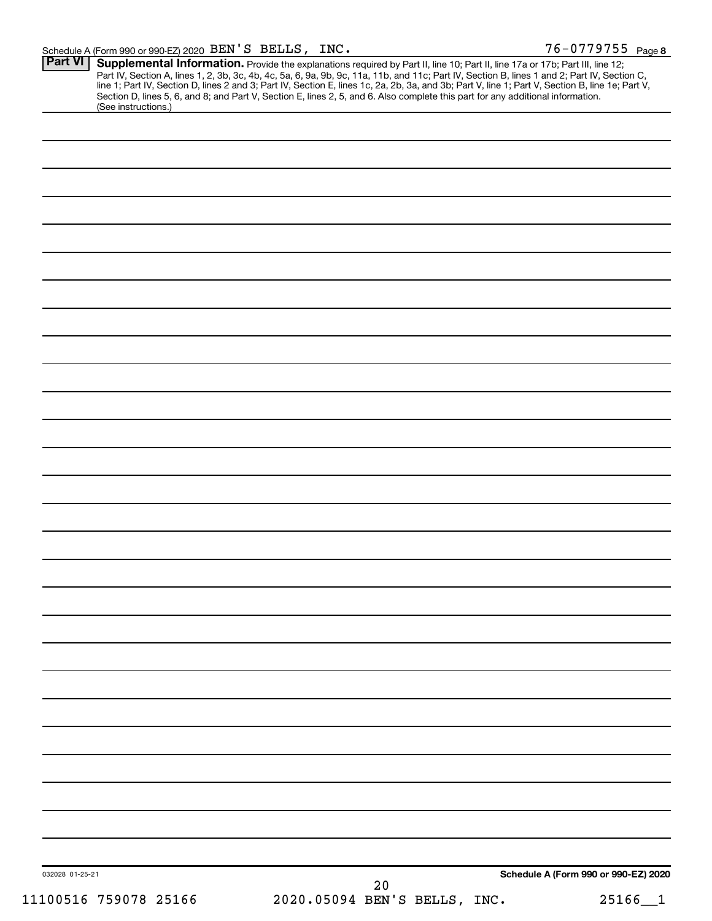Schedule A (Form 990 or 990-EZ) 2020 BEN'S BELLS, INC. 76-0779755 Page 8

## Part VI Supplemental Information.

Provide the explanations required by Part II, line 10; Part II, line 17a or 17b; Part III, line 12; Part IV, Section A, lines 1, 2, 3b, 3c, 4b, 4c, 5a, 6, 9a, 9b, 9c, 11a, 11b, and 11c; Part IV, Section B, lines 1 and 2; Part IV, Section C, line 1; Part IV, Section D, lines 2 and 3; Part IV, Section E, lines 1c, 2a, 2b, 3a, and 3b; Part V, line 1; Part V, Section B, line 1e; Part V, Section D, lines 5, 6, and 8; and Part V, Section E, lines 2, 5, and 6. Also complete this part for any additional information. (See instructions.)

032028 01-25-21

Schedule A (Form 990 or 990-EZ) 2020

11100516 759078 25166 2020.05094 BEN'S BELLS, INC. 25166__1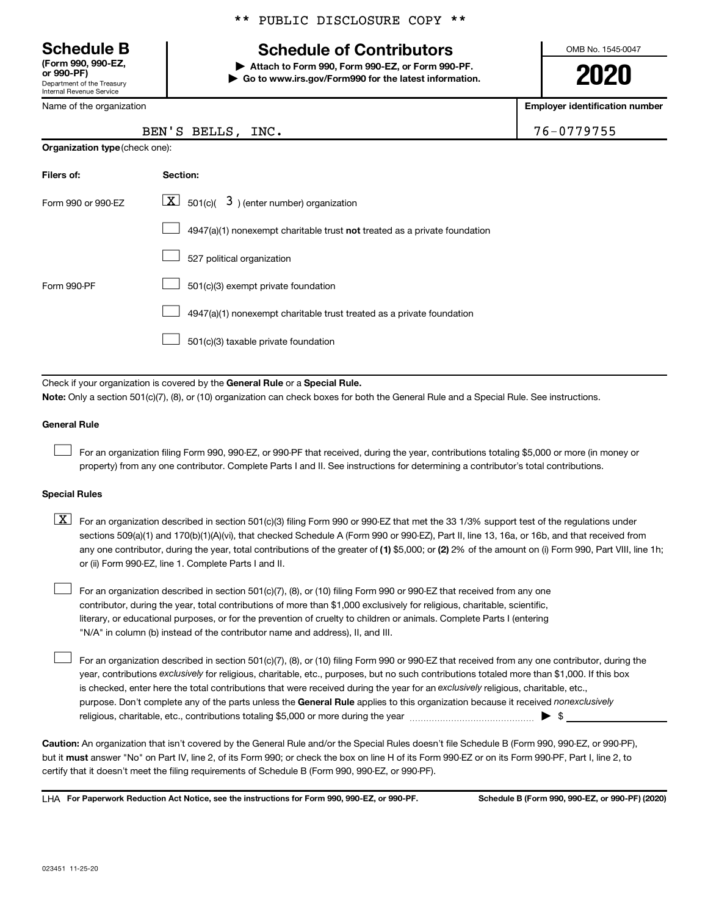\*\* PUBLIC DISCLOSURE COPY \*\*

**Schedule B**
**(Form 990, 990-EZ, or 990-PF)**
Department of the Treasury
Internal Revenue Service

# Schedule of Contributors

**▶ Attach to Form 990, Form 990-EZ, or Form 990-PF.**
**▶ Go to www.irs.gov/Form990 for the latest information.**

OMB No. 1545-0047

**2020**

| Name of the organization | Employer identification number |
|---|---|
| BEN'S BELLS, INC. | 76-0779755 |

**Organization type** (check one):

| Filers of: | Section: |
|---|---|
| Form 990 or 990-EZ | [X] 501(c)( 3 ) (enter number) organization |
| | [ ] 4947(a)(1) nonexempt charitable trust **not** treated as a private foundation |
| | [ ] 527 political organization |
| Form 990-PF | [ ] 501(c)(3) exempt private foundation |
| | [ ] 4947(a)(1) nonexempt charitable trust treated as a private foundation |
| | [ ] 501(c)(3) taxable private foundation |

Check if your organization is covered by the **General Rule** or a **Special Rule.**

**Note:** Only a section 501(c)(7), (8), or (10) organization can check boxes for both the General Rule and a Special Rule. See instructions.

**General Rule**

[ ] For an organization filing Form 990, 990-EZ, or 990-PF that received, during the year, contributions totaling $5,000 or more (in money or property) from any one contributor. Complete Parts I and II. See instructions for determining a contributor's total contributions.

**Special Rules**

[X] For an organization described in section 501(c)(3) filing Form 990 or 990-EZ that met the 33 1/3% support test of the regulations under sections 509(a)(1) and 170(b)(1)(A)(vi), that checked Schedule A (Form 990 or 990-EZ), Part II, line 13, 16a, or 16b, and that received from any one contributor, during the year, total contributions of the greater of **(1)** $5,000; or **(2)** 2% of the amount on (i) Form 990, Part VIII, line 1h; or (ii) Form 990-EZ, line 1. Complete Parts I and II.

[ ] For an organization described in section 501(c)(7), (8), or (10) filing Form 990 or 990-EZ that received from any one contributor, during the year, total contributions of more than $1,000 exclusively for religious, charitable, scientific, literary, or educational purposes, or for the prevention of cruelty to children or animals. Complete Parts I (entering "N/A" in column (b) instead of the contributor name and address), II, and III.

[ ] For an organization described in section 501(c)(7), (8), or (10) filing Form 990 or 990-EZ that received from any one contributor, during the year, contributions *exclusively* for religious, charitable, etc., purposes, but no such contributions totaled more than $1,000. If this box is checked, enter here the total contributions that were received during the year for an *exclusively* religious, charitable, etc., purpose. Don't complete any of the parts unless the **General Rule** applies to this organization because it received *nonexclusively* religious, charitable, etc., contributions totaling $5,000 or more during the year ▶ $ \_\_\_\_\_\_\_\_\_\_

**Caution:** An organization that isn't covered by the General Rule and/or the Special Rules doesn't file Schedule B (Form 990, 990-EZ, or 990-PF), but it **must** answer "No" on Part IV, line 2, of its Form 990; or check the box on line H of its Form 990-EZ or on its Form 990-PF, Part I, line 2, to certify that it doesn't meet the filing requirements of Schedule B (Form 990, 990-EZ, or 990-PF).

LHA **For Paperwork Reduction Act Notice, see the instructions for Form 990, 990-EZ, or 990-PF.** **Schedule B (Form 990, 990-EZ, or 990-PF) (2020)**

023451 11-25-20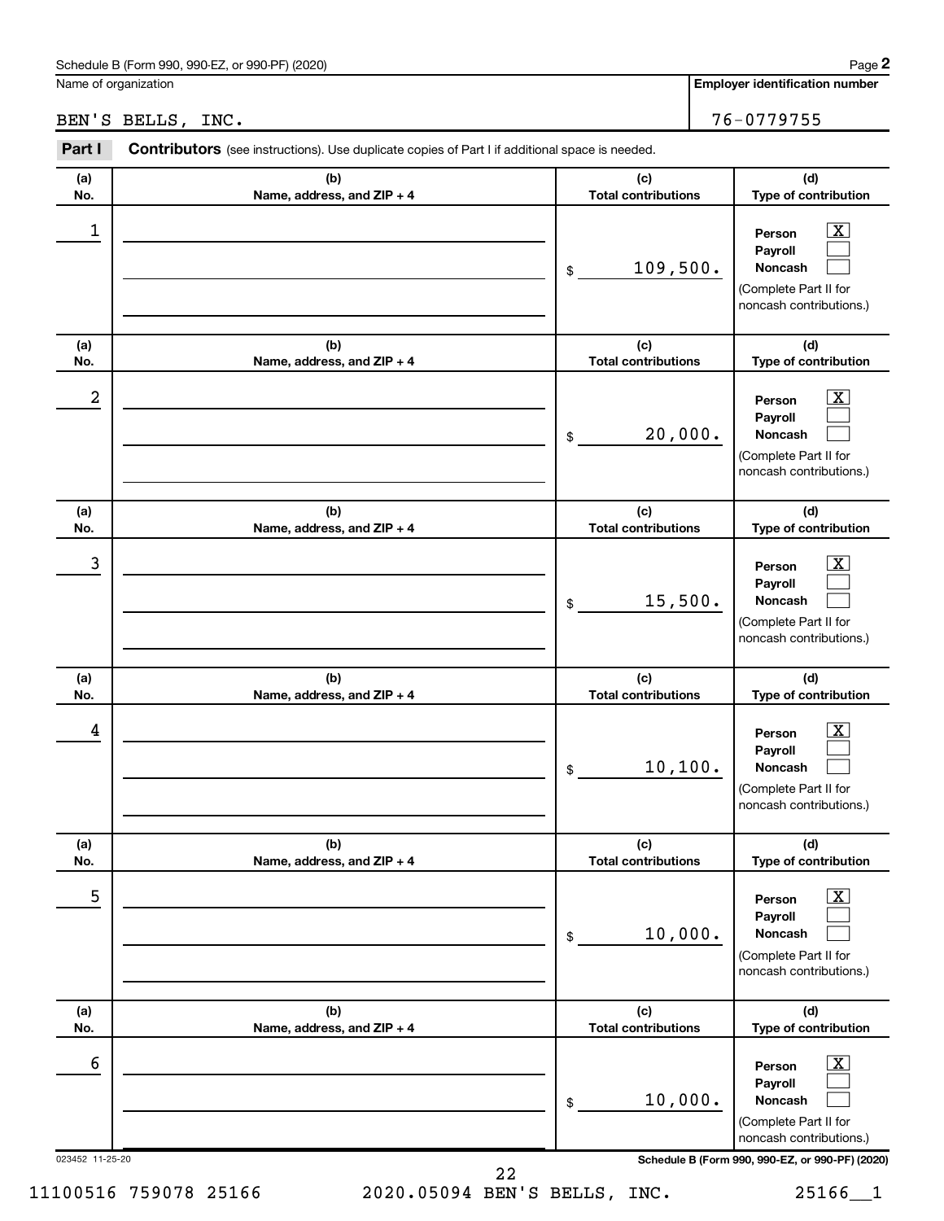Schedule B (Form 990, 990-EZ, or 990-PF) (2020)

Name of organization: BEN'S BELLS, INC.

Employer identification number: 76-0779755

**Part I** **Contributors** (see instructions). Use duplicate copies of Part I if additional space is needed.

| (a) No. | (b) Name, address, and ZIP + 4 | (c) Total contributions | (d) Type of contribution |
|---|---|---|---|
| 1 | | $ 109,500. | Person [X] Payroll [ ] Noncash [ ] (Complete Part II for noncash contributions.) |
| 2 | | $ 20,000. | Person [X] Payroll [ ] Noncash [ ] (Complete Part II for noncash contributions.) |
| 3 | | $ 15,500. | Person [X] Payroll [ ] Noncash [ ] (Complete Part II for noncash contributions.) |
| 4 | | $ 10,100. | Person [X] Payroll [ ] Noncash [ ] (Complete Part II for noncash contributions.) |
| 5 | | $ 10,000. | Person [X] Payroll [ ] Noncash [ ] (Complete Part II for noncash contributions.) |
| 6 | | $ 10,000. | Person [X] Payroll [ ] Noncash [ ] (Complete Part II for noncash contributions.) |

023452 11-25-20

Schedule B (Form 990, 990-EZ, or 990-PF) (2020)

11100516 759078 25166 2020.05094 BEN'S BELLS, INC. 25166__1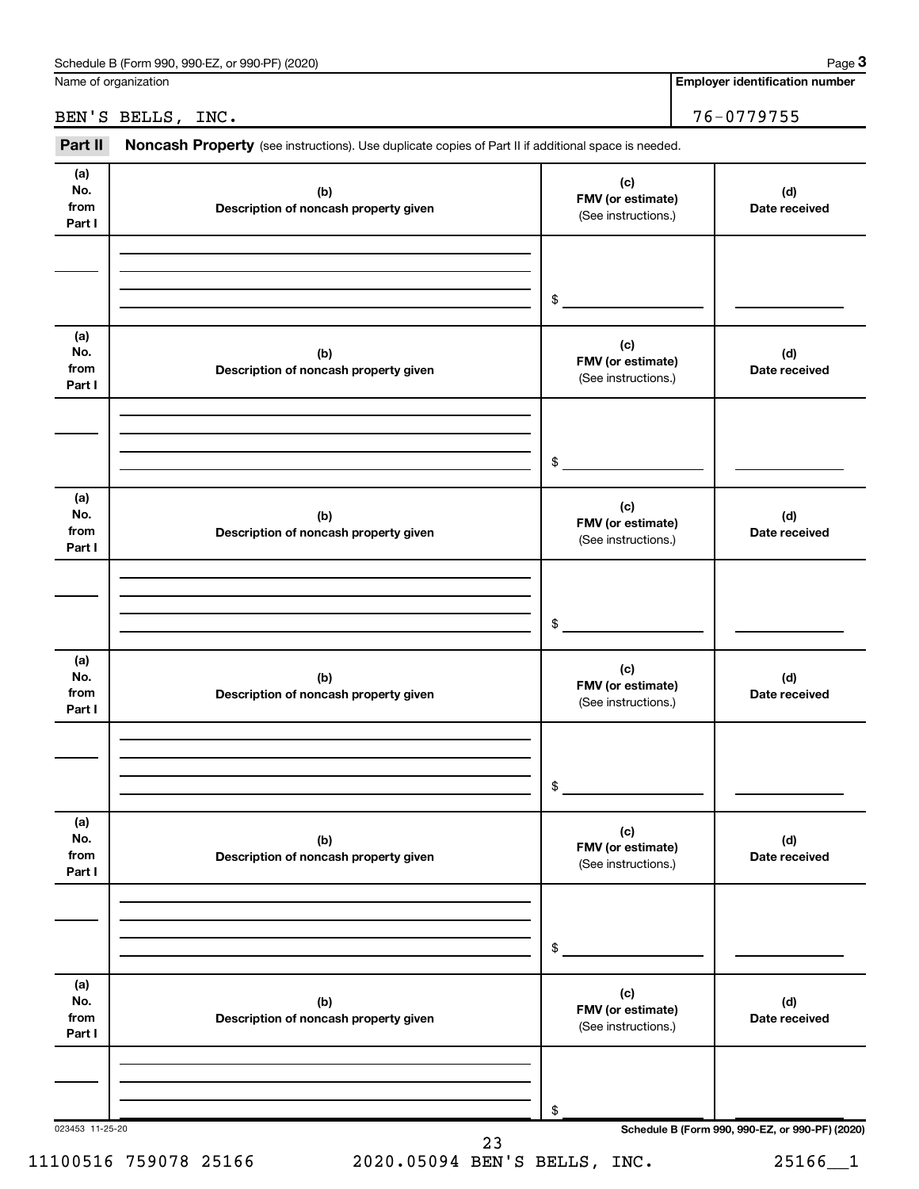Name of organization

BEN'S BELLS, INC.

**Employer identification number**

76-0779755

**Part II** **Noncash Property** (see instructions). Use duplicate copies of Part II if additional space is needed.

| (a) No. from Part I | (b) Description of noncash property given | (c) FMV (or estimate) (See instructions.) | (d) Date received |
|---|---|---|---|
| | | $ | |

| (a) No. from Part I | (b) Description of noncash property given | (c) FMV (or estimate) (See instructions.) | (d) Date received |
|---|---|---|---|
| | | $ | |

| (a) No. from Part I | (b) Description of noncash property given | (c) FMV (or estimate) (See instructions.) | (d) Date received |
|---|---|---|---|
| | | $ | |

| (a) No. from Part I | (b) Description of noncash property given | (c) FMV (or estimate) (See instructions.) | (d) Date received |
|---|---|---|---|
| | | $ | |

| (a) No. from Part I | (b) Description of noncash property given | (c) FMV (or estimate) (See instructions.) | (d) Date received |
|---|---|---|---|
| | | $ | |

| (a) No. from Part I | (b) Description of noncash property given | (c) FMV (or estimate) (See instructions.) | (d) Date received |
|---|---|---|---|
| | | $ | |

023453 11-25-20

**Schedule B (Form 990, 990-EZ, or 990-PF) (2020)**

11100516 759078 25166 2020.05094 BEN'S BELLS, INC. 25166__1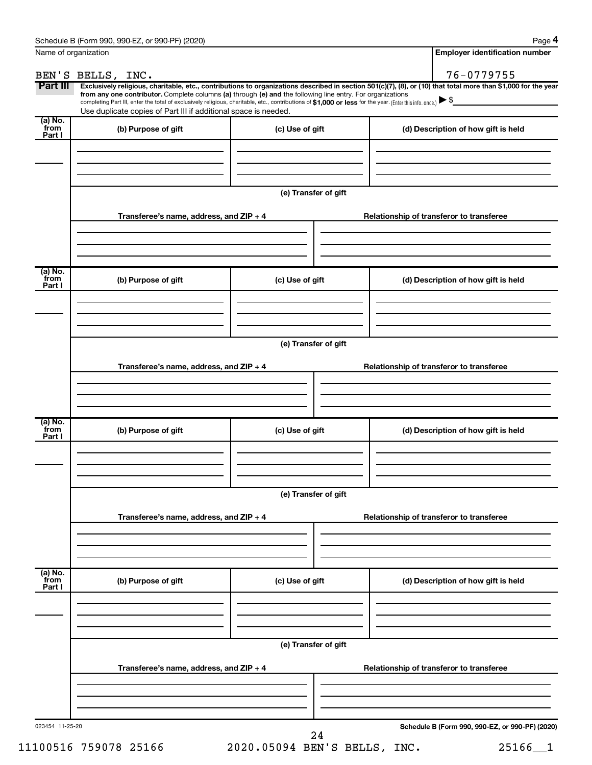Schedule B (Form 990, 990-EZ, or 990-PF) (2020)

Name of organization

BEN'S BELLS, INC.

Employer identification number

76-0779755

**Part III** **Exclusively religious, charitable, etc., contributions to organizations described in section 501(c)(7), (8), or (10) that total more than $1,000 for the year from any one contributor.** Complete columns **(a)** through **(e)** and the following line entry. For organizations completing Part III, enter the total of exclusively religious, charitable, etc., contributions of **$1,000 or less** for the year. (Enter this info. once.) ▶ $

Use duplicate copies of Part III if additional space is needed.

| (a) No. from Part I | (b) Purpose of gift | (c) Use of gift | (d) Description of how gift is held |
|---|---|---|---|
| | | | |

(e) Transfer of gift

| Transferee's name, address, and ZIP + 4 | Relationship of transferor to transferee |
|---|---|
| | |

| (a) No. from Part I | (b) Purpose of gift | (c) Use of gift | (d) Description of how gift is held |
|---|---|---|---|
| | | | |

(e) Transfer of gift

| Transferee's name, address, and ZIP + 4 | Relationship of transferor to transferee |
|---|---|
| | |

| (a) No. from Part I | (b) Purpose of gift | (c) Use of gift | (d) Description of how gift is held |
|---|---|---|---|
| | | | |

(e) Transfer of gift

| Transferee's name, address, and ZIP + 4 | Relationship of transferor to transferee |
|---|---|
| | |

| (a) No. from Part I | (b) Purpose of gift | (c) Use of gift | (d) Description of how gift is held |
|---|---|---|---|
| | | | |

(e) Transfer of gift

| Transferee's name, address, and ZIP + 4 | Relationship of transferor to transferee |
|---|---|
| | |

023454 11-25-20

Schedule B (Form 990, 990-EZ, or 990-PF) (2020)

11100516 759078 25166 2020.05094 BEN'S BELLS, INC. 25166__1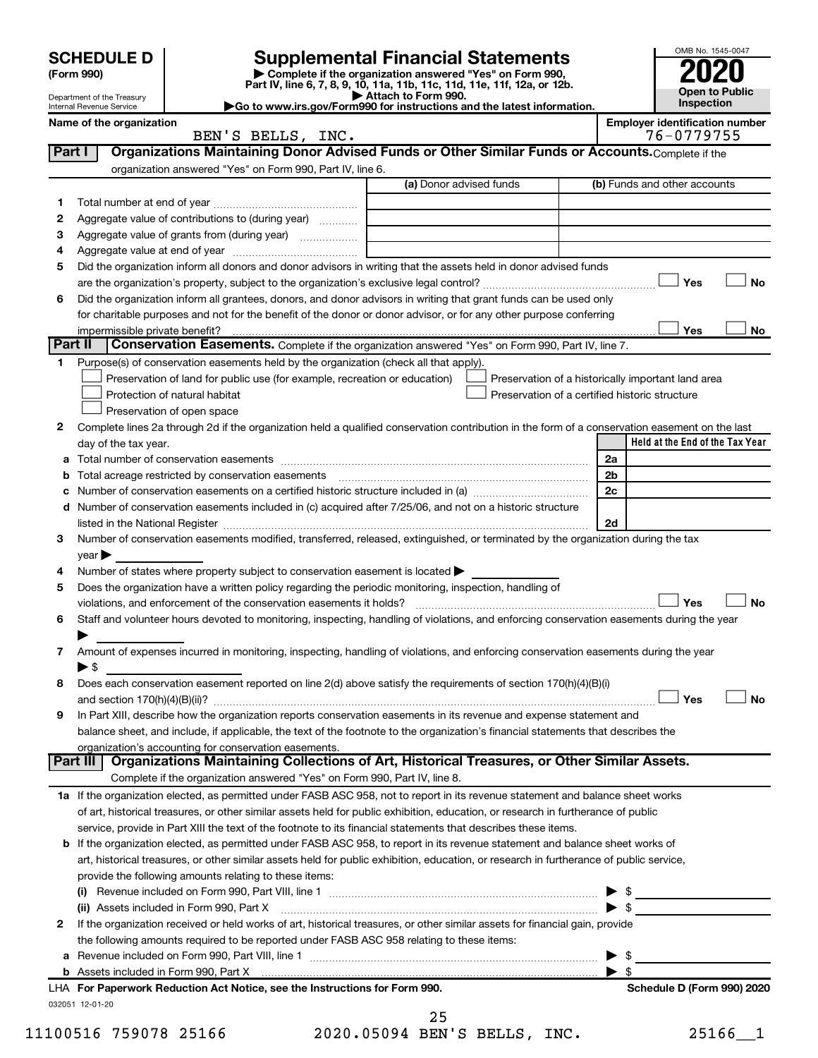# SCHEDULE D (Form 990)

Department of the Treasury
Internal Revenue Service

## Supplemental Financial Statements

▶ Complete if the organization answered "Yes" on Form 990, Part IV, line 6, 7, 8, 9, 10, 11a, 11b, 11c, 11d, 11e, 11f, 12a, or 12b.
▶ Attach to Form 990.
▶Go to www.irs.gov/Form990 for instructions and the latest information.

OMB No. 1545-0047
**2020**
**Open to Public Inspection**

**Name of the organization:** BEN'S BELLS, INC.
**Employer identification number:** 76-0779755

### Part I — Organizations Maintaining Donor Advised Funds or Other Similar Funds or Accounts. Complete if the organization answered "Yes" on Form 990, Part IV, line 6.

| | | (a) Donor advised funds | (b) Funds and other accounts |
|---|---|---|---|
| 1 | Total number at end of year | | |
| 2 | Aggregate value of contributions to (during year) | | |
| 3 | Aggregate value of grants from (during year) | | |
| 4 | Aggregate value at end of year | | |

5 Did the organization inform all donors and donor advisors in writing that the assets held in donor advised funds are the organization's property, subject to the organization's exclusive legal control? ☐ Yes ☐ No

6 Did the organization inform all grantees, donors, and donor advisors in writing that grant funds can be used only for charitable purposes and not for the benefit of the donor or donor advisor, or for any other purpose conferring impermissible private benefit? ☐ Yes ☐ No

### Part II — Conservation Easements. Complete if the organization answered "Yes" on Form 990, Part IV, line 7.

1 Purpose(s) of conservation easements held by the organization (check all that apply).
- ☐ Preservation of land for public use (for example, recreation or education)
- ☐ Protection of natural habitat
- ☐ Preservation of open space
- ☐ Preservation of a historically important land area
- ☐ Preservation of a certified historic structure

2 Complete lines 2a through 2d if the organization held a qualified conservation contribution in the form of a conservation easement on the last day of the tax year.

| | | | Held at the End of the Tax Year |
|---|---|---|---|
| a | Total number of conservation easements | 2a | |
| b | Total acreage restricted by conservation easements | 2b | |
| c | Number of conservation easements on a certified historic structure included in (a) | 2c | |
| d | Number of conservation easements included in (c) acquired after 7/25/06, and not on a historic structure listed in the National Register | 2d | |

3 Number of conservation easements modified, transferred, released, extinguished, or terminated by the organization during the tax year ▶

4 Number of states where property subject to conservation easement is located ▶

5 Does the organization have a written policy regarding the periodic monitoring, inspection, handling of violations, and enforcement of the conservation easements it holds? ☐ Yes ☐ No

6 Staff and volunteer hours devoted to monitoring, inspecting, handling of violations, and enforcing conservation easements during the year ▶

7 Amount of expenses incurred in monitoring, inspecting, handling of violations, and enforcing conservation easements during the year ▶ $

8 Does each conservation easement reported on line 2(d) above satisfy the requirements of section 170(h)(4)(B)(i) and section 170(h)(4)(B)(ii)? ☐ Yes ☐ No

9 In Part XIII, describe how the organization reports conservation easements in its revenue and expense statement and balance sheet, and include, if applicable, the text of the footnote to the organization's financial statements that describes the organization's accounting for conservation easements.

### Part III — Organizations Maintaining Collections of Art, Historical Treasures, or Other Similar Assets. Complete if the organization answered "Yes" on Form 990, Part IV, line 8.

1a If the organization elected, as permitted under FASB ASC 958, not to report in its revenue statement and balance sheet works of art, historical treasures, or other similar assets held for public exhibition, education, or research in furtherance of public service, provide in Part XIII the text of the footnote to its financial statements that describes these items.

b If the organization elected, as permitted under FASB ASC 958, to report in its revenue statement and balance sheet works of art, historical treasures, or other similar assets held for public exhibition, education, or research in furtherance of public service, provide the following amounts relating to these items:

(i) Revenue included on Form 990, Part VIII, line 1 ▶ $

(ii) Assets included in Form 990, Part X ▶ $

2 If the organization received or held works of art, historical treasures, or other similar assets for financial gain, provide the following amounts required to be reported under FASB ASC 958 relating to these items:

a Revenue included on Form 990, Part VIII, line 1 ▶ $

b Assets included in Form 990, Part X ▶ $

LHA For Paperwork Reduction Act Notice, see the Instructions for Form 990. — Schedule D (Form 990) 2020

032051 12-01-20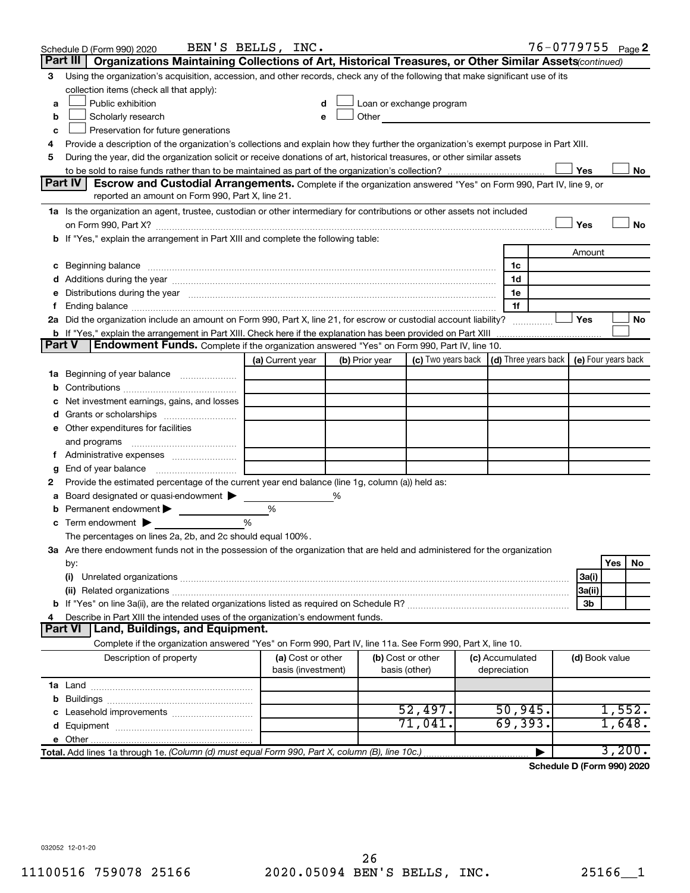Schedule D (Form 990) 2020 BEN'S BELLS, INC. 76-0779755 Page 2

## Part III Organizations Maintaining Collections of Art, Historical Treasures, or Other Similar Assets *(continued)*

3 Using the organization's acquisition, accession, and other records, check any of the following that make significant use of its collection items (check all that apply):

- a ☐ Public exhibition
- b ☐ Scholarly research
- c ☐ Preservation for future generations
- d ☐ Loan or exchange program
- e ☐ Other

4 Provide a description of the organization's collections and explain how they further the organization's exempt purpose in Part XIII.

5 During the year, did the organization solicit or receive donations of art, historical treasures, or other similar assets to be sold to raise funds rather than to be maintained as part of the organization's collection? ☐ Yes ☐ No

## Part IV Escrow and Custodial Arrangements.

Complete if the organization answered "Yes" on Form 990, Part IV, line 9, or reported an amount on Form 990, Part X, line 21.

1a Is the organization an agent, trustee, custodian or other intermediary for contributions or other assets not included on Form 990, Part X? ☐ Yes ☐ No

b If "Yes," explain the arrangement in Part XIII and complete the following table:

| | | Amount |
|---|---|---|
| c Beginning balance | 1c | |
| d Additions during the year | 1d | |
| e Distributions during the year | 1e | |
| f Ending balance | 1f | |

2a Did the organization include an amount on Form 990, Part X, line 21, for escrow or custodial account liability? ☐ Yes ☐ No

b If "Yes," explain the arrangement in Part XIII. Check here if the explanation has been provided on Part XIII ☐

## Part V Endowment Funds.

Complete if the organization answered "Yes" on Form 990, Part IV, line 10.

| | (a) Current year | (b) Prior year | (c) Two years back | (d) Three years back | (e) Four years back |
|---|---|---|---|---|---|
| 1a Beginning of year balance | | | | | |
| b Contributions | | | | | |
| c Net investment earnings, gains, and losses | | | | | |
| d Grants or scholarships | | | | | |
| e Other expenditures for facilities and programs | | | | | |
| f Administrative expenses | | | | | |
| g End of year balance | | | | | |

2 Provide the estimated percentage of the current year end balance (line 1g, column (a)) held as:

- a Board designated or quasi-endowment ▶ %
- b Permanent endowment ▶ %
- c Term endowment ▶ %

The percentages on lines 2a, 2b, and 2c should equal 100%.

3a Are there endowment funds not in the possession of the organization that are held and administered for the organization by:

| | | Yes | No |
|---|---|---|---|
| (i) Unrelated organizations | 3a(i) | | |
| (ii) Related organizations | 3a(ii) | | |
| b If "Yes" on line 3a(ii), are the related organizations listed as required on Schedule R? | 3b | | |

4 Describe in Part XIII the intended uses of the organization's endowment funds.

## Part VI Land, Buildings, and Equipment.

Complete if the organization answered "Yes" on Form 990, Part IV, line 11a. See Form 990, Part X, line 10.

| Description of property | (a) Cost or other basis (investment) | (b) Cost or other basis (other) | (c) Accumulated depreciation | (d) Book value |
|---|---|---|---|---|
| 1a Land | | | | |
| b Buildings | | | | |
| c Leasehold improvements | | 52,497. | 50,945. | 1,552. |
| d Equipment | | 71,041. | 69,393. | 1,648. |
| e Other | | | | |
| **Total.** Add lines 1a through 1e. *(Column (d) must equal Form 990, Part X, column (B), line 10c.)* | | | ▶ | 3,200. |

**Schedule D (Form 990) 2020**

032052 12-01-20

11100516 759078 25166 2020.05094 BEN'S BELLS, INC. 25166__1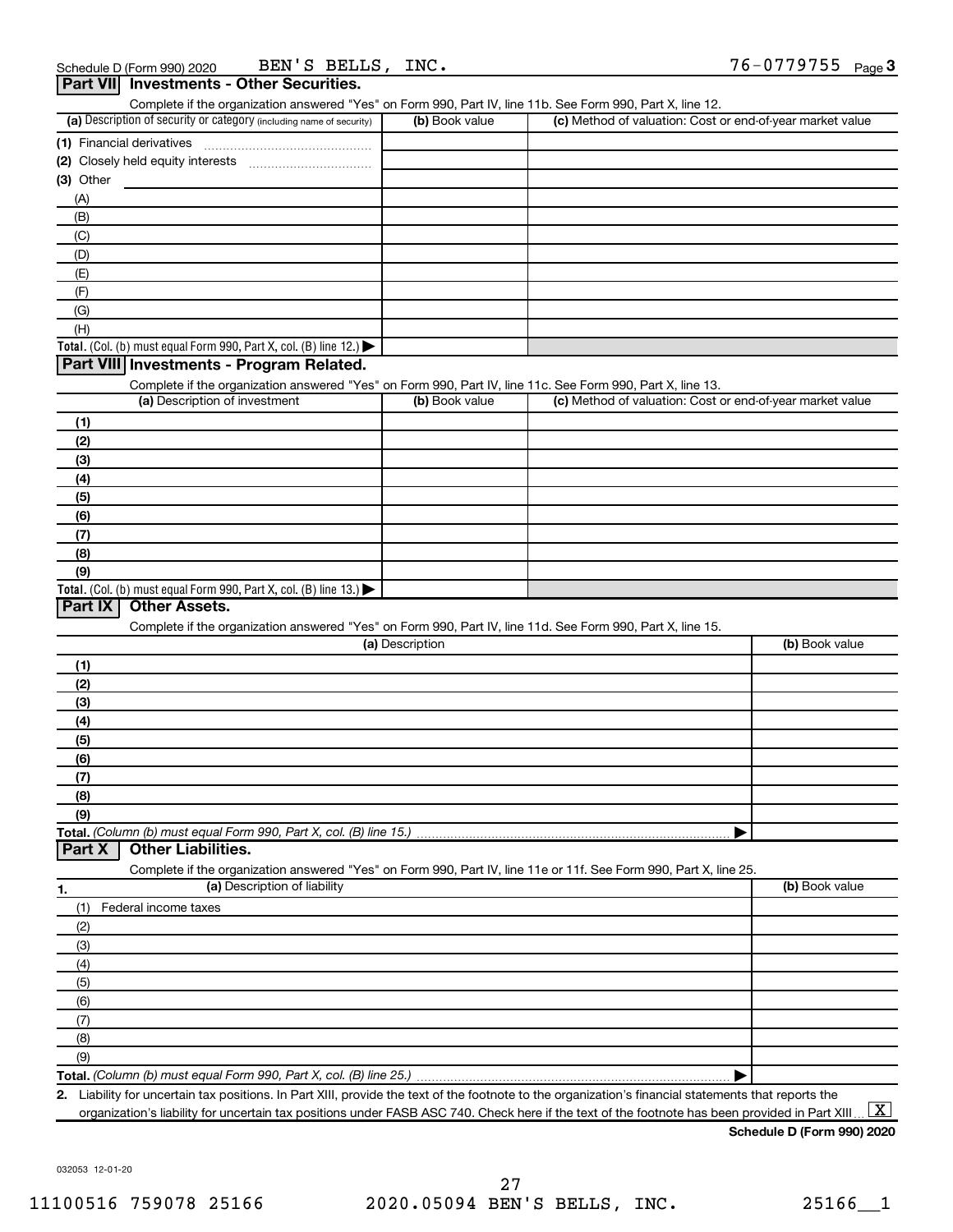Schedule D (Form 990) 2020 BEN'S BELLS, INC. 76-0779755 Page 3

## Part VII Investments - Other Securities.

Complete if the organization answered "Yes" on Form 990, Part IV, line 11b. See Form 990, Part X, line 12.

| (a) Description of security or category (including name of security) | (b) Book value | (c) Method of valuation: Cost or end-of-year market value |
|---|---|---|
| (1) Financial derivatives | | |
| (2) Closely held equity interests | | |
| (3) Other | | |
| (A) | | |
| (B) | | |
| (C) | | |
| (D) | | |
| (E) | | |
| (F) | | |
| (G) | | |
| (H) | | |
| **Total.** (Col. (b) must equal Form 990, Part X, col. (B) line 12.) ▶ | | |

## Part VIII Investments - Program Related.

Complete if the organization answered "Yes" on Form 990, Part IV, line 11c. See Form 990, Part X, line 13.

| (a) Description of investment | (b) Book value | (c) Method of valuation: Cost or end-of-year market value |
|---|---|---|
| (1) | | |
| (2) | | |
| (3) | | |
| (4) | | |
| (5) | | |
| (6) | | |
| (7) | | |
| (8) | | |
| (9) | | |
| **Total.** (Col. (b) must equal Form 990, Part X, col. (B) line 13.) ▶ | | |

## Part IX Other Assets.

Complete if the organization answered "Yes" on Form 990, Part IV, line 11d. See Form 990, Part X, line 15.

| (a) Description | (b) Book value |
|---|---|
| (1) | |
| (2) | |
| (3) | |
| (4) | |
| (5) | |
| (6) | |
| (7) | |
| (8) | |
| (9) | |
| **Total.** *(Column (b) must equal Form 990, Part X, col. (B) line 15.)* ▶ | |

## Part X Other Liabilities.

Complete if the organization answered "Yes" on Form 990, Part IV, line 11e or 11f. See Form 990, Part X, line 25.

| 1. (a) Description of liability | (b) Book value |
|---|---|
| (1) Federal income taxes | |
| (2) | |
| (3) | |
| (4) | |
| (5) | |
| (6) | |
| (7) | |
| (8) | |
| (9) | |
| **Total.** *(Column (b) must equal Form 990, Part X, col. (B) line 25.)* ▶ | |

**2.** Liability for uncertain tax positions. In Part XIII, provide the text of the footnote to the organization's financial statements that reports the organization's liability for uncertain tax positions under FASB ASC 740. Check here if the text of the footnote has been provided in Part XIII ... [X]

**Schedule D (Form 990) 2020**

032053 12-01-20

11100516 759078 25166 2020.05094 BEN'S BELLS, INC. 25166__1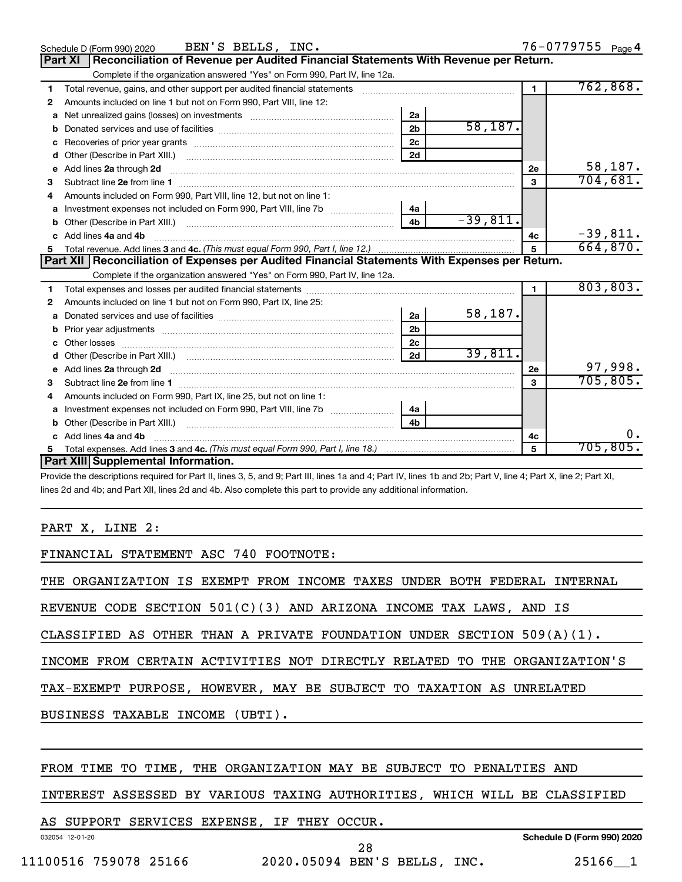Schedule D (Form 990) 2020 BEN'S BELLS, INC. 76-0779755 Page 4

## Part XI Reconciliation of Revenue per Audited Financial Statements With Revenue per Return.

Complete if the organization answered "Yes" on Form 990, Part IV, line 12a.

| | | | | | |
|---|---|---|---|---|---|
| 1 | Total revenue, gains, and other support per audited financial statements | | | 1 | 762,868. |
| 2 | Amounts included on line 1 but not on Form 990, Part VIII, line 12: | | | | |
| a | Net unrealized gains (losses) on investments | 2a | | | |
| b | Donated services and use of facilities | 2b | 58,187. | | |
| c | Recoveries of prior year grants | 2c | | | |
| d | Other (Describe in Part XIII.) | 2d | | | |
| e | Add lines 2a through 2d | | | 2e | 58,187. |
| 3 | Subtract line 2e from line 1 | | | 3 | 704,681. |
| 4 | Amounts included on Form 990, Part VIII, line 12, but not on line 1: | | | | |
| a | Investment expenses not included on Form 990, Part VIII, line 7b | 4a | | | |
| b | Other (Describe in Part XIII.) | 4b | -39,811. | | |
| c | Add lines 4a and 4b | | | 4c | -39,811. |
| 5 | Total revenue. Add lines 3 and 4c. *(This must equal Form 990, Part I, line 12.)* | | | 5 | 664,870. |

## Part XII Reconciliation of Expenses per Audited Financial Statements With Expenses per Return.

Complete if the organization answered "Yes" on Form 990, Part IV, line 12a.

| | | | | | |
|---|---|---|---|---|---|
| 1 | Total expenses and losses per audited financial statements | | | 1 | 803,803. |
| 2 | Amounts included on line 1 but not on Form 990, Part IX, line 25: | | | | |
| a | Donated services and use of facilities | 2a | 58,187. | | |
| b | Prior year adjustments | 2b | | | |
| c | Other losses | 2c | | | |
| d | Other (Describe in Part XIII.) | 2d | 39,811. | | |
| e | Add lines 2a through 2d | | | 2e | 97,998. |
| 3 | Subtract line 2e from line 1 | | | 3 | 705,805. |
| 4 | Amounts included on Form 990, Part IX, line 25, but not on line 1: | | | | |
| a | Investment expenses not included on Form 990, Part VIII, line 7b | 4a | | | |
| b | Other (Describe in Part XIII.) | 4b | | | |
| c | Add lines 4a and 4b | | | 4c | 0. |
| 5 | Total expenses. Add lines 3 and 4c. *(This must equal Form 990, Part I, line 18.)* | | | 5 | 705,805. |

## Part XIII Supplemental Information.

Provide the descriptions required for Part II, lines 3, 5, and 9; Part III, lines 1a and 4; Part IV, lines 1b and 2b; Part V, line 4; Part X, line 2; Part XI, lines 2d and 4b; and Part XII, lines 2d and 4b. Also complete this part to provide any additional information.

PART X, LINE 2:

FINANCIAL STATEMENT ASC 740 FOOTNOTE:

THE ORGANIZATION IS EXEMPT FROM INCOME TAXES UNDER BOTH FEDERAL INTERNAL REVENUE CODE SECTION 501(C)(3) AND ARIZONA INCOME TAX LAWS, AND IS CLASSIFIED AS OTHER THAN A PRIVATE FOUNDATION UNDER SECTION 509(A)(1). INCOME FROM CERTAIN ACTIVITIES NOT DIRECTLY RELATED TO THE ORGANIZATION'S TAX-EXEMPT PURPOSE, HOWEVER, MAY BE SUBJECT TO TAXATION AS UNRELATED BUSINESS TAXABLE INCOME (UBTI).

FROM TIME TO TIME, THE ORGANIZATION MAY BE SUBJECT TO PENALTIES AND INTEREST ASSESSED BY VARIOUS TAXING AUTHORITIES, WHICH WILL BE CLASSIFIED AS SUPPORT SERVICES EXPENSE, IF THEY OCCUR.

032054 12-01-20 Schedule D (Form 990) 2020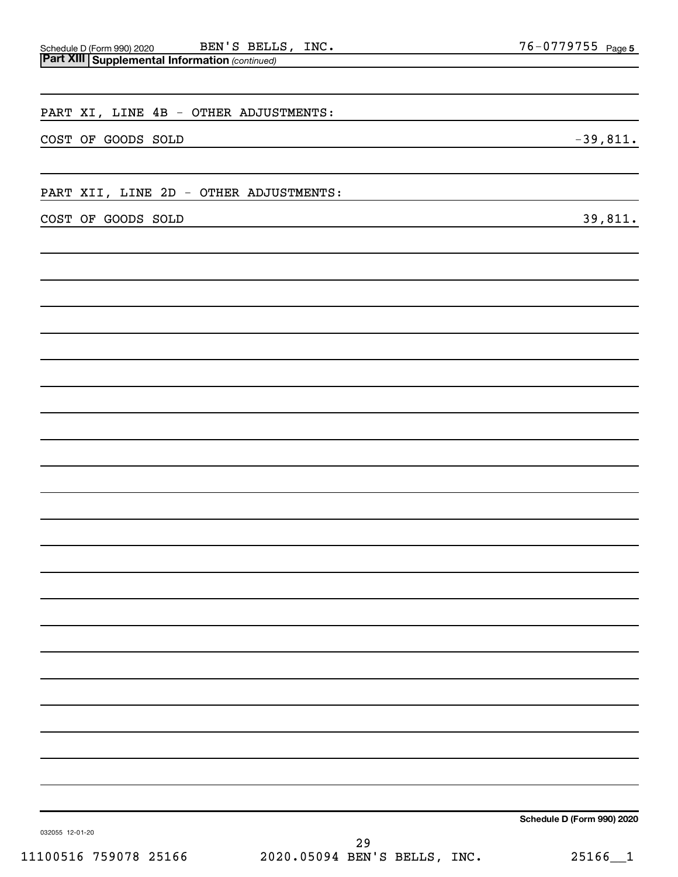Schedule D (Form 990) 2020 BEN'S BELLS, INC. 76-0779755 Page 5

**Part XIII Supplemental Information** *(continued)*

PART XI, LINE 4B - OTHER ADJUSTMENTS:

| | |
|---|---|
| COST OF GOODS SOLD | -39,811. |

PART XII, LINE 2D - OTHER ADJUSTMENTS:

| | |
|---|---|
| COST OF GOODS SOLD | 39,811. |

**Schedule D (Form 990) 2020**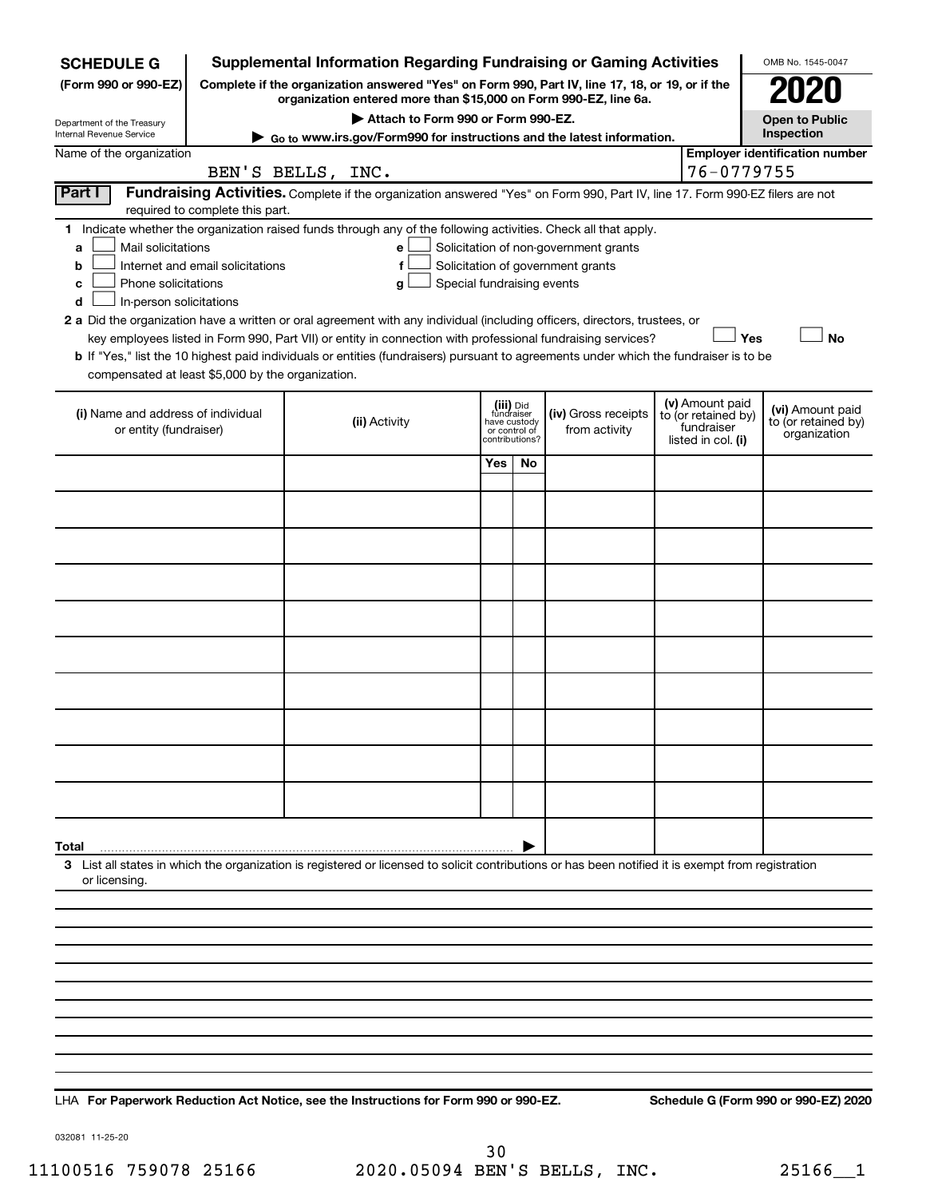**SCHEDULE G** (Form 990 or 990-EZ)

Department of the Treasury
Internal Revenue Service

# Supplemental Information Regarding Fundraising or Gaming Activities

**Complete if the organization answered "Yes" on Form 990, Part IV, line 17, 18, or 19, or if the organization entered more than $15,000 on Form 990-EZ, line 6a.**

**▶ Attach to Form 990 or Form 990-EZ.**

**▶ Go to www.irs.gov/Form990 for instructions and the latest information.**

OMB No. 1545-0047

**2020**

**Open to Public Inspection**

Name of the organization: BEN'S BELLS, INC.

**Employer identification number:** 76-0779755

## Part I Fundraising Activities.

Complete if the organization answered "Yes" on Form 990, Part IV, line 17. Form 990-EZ filers are not required to complete this part.

**1** Indicate whether the organization raised funds through any of the following activities. Check all that apply.

- **a** ☐ Mail solicitations
- **b** ☐ Internet and email solicitations
- **c** ☐ Phone solicitations
- **d** ☐ In-person solicitations
- **e** ☐ Solicitation of non-government grants
- **f** ☐ Solicitation of government grants
- **g** ☐ Special fundraising events

**2 a** Did the organization have a written or oral agreement with any individual (including officers, directors, trustees, or key employees listed in Form 990, Part VII) or entity in connection with professional fundraising services? ☐ **Yes** ☐ **No**

**b** If "Yes," list the 10 highest paid individuals or entities (fundraisers) pursuant to agreements under which the fundraiser is to be compensated at least $5,000 by the organization.

| (i) Name and address of individual or entity (fundraiser) | (ii) Activity | (iii) Did fundraiser have custody or control of contributions? | | (iv) Gross receipts from activity | (v) Amount paid to (or retained by) fundraiser listed in col. (i) | (vi) Amount paid to (or retained by) organization |
|---|---|---|---|---|---|---|
| | | Yes | No | | | |
| | | | | | | |
| | | | | | | |
| | | | | | | |
| | | | | | | |
| | | | | | | |
| | | | | | | |
| | | | | | | |
| | | | | | | |
| | | | | | | |
| | | | | | | |
| **Total** ▶ | | | | | | |

**3** List all states in which the organization is registered or licensed to solicit contributions or has been notified it is exempt from registration or licensing.

LHA **For Paperwork Reduction Act Notice, see the Instructions for Form 990 or 990-EZ.**

**Schedule G (Form 990 or 990-EZ) 2020**

032081 11-25-20

11100516 759078 25166 2020.05094 BEN'S BELLS, INC. 25166__1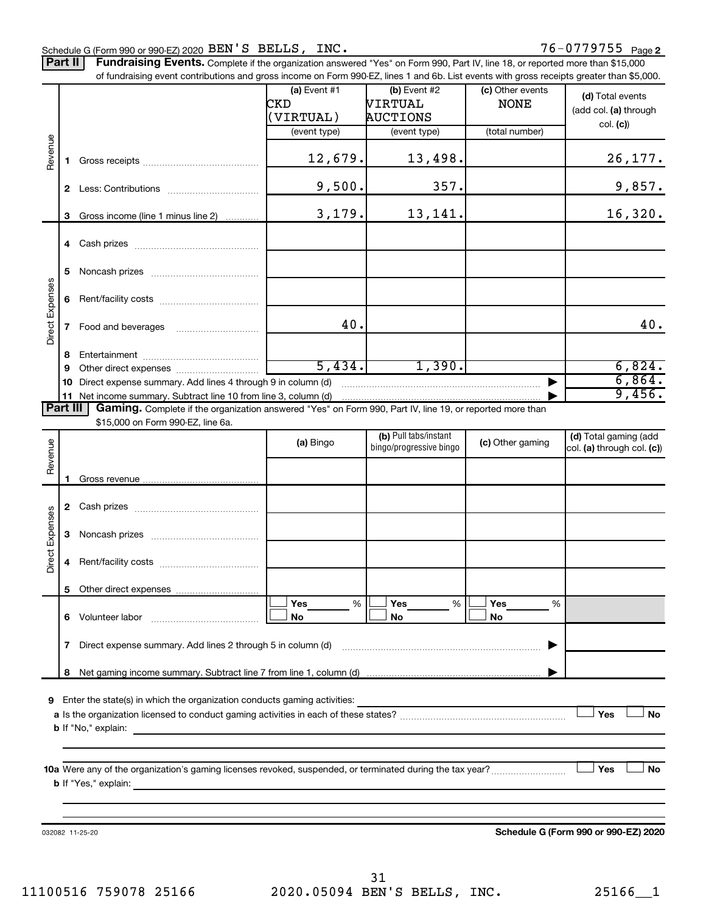Schedule G (Form 990 or 990-EZ) 2020 BEN'S BELLS, INC. 76-0779755 Page 2

**Part II** **Fundraising Events.** Complete if the organization answered "Yes" on Form 990, Part IV, line 18, or reported more than $15,000 of fundraising event contributions and gross income on Form 990-EZ, lines 1 and 6b. List events with gross receipts greater than $5,000.

| | | (a) Event #1 CKD (VIRTUAL) (event type) | (b) Event #2 VIRTUAL AUCTIONS (event type) | (c) Other events NONE (total number) | (d) Total events (add col. (a) through col. (c)) |
|---|---|---|---|---|---|
| Revenue | 1 Gross receipts | 12,679. | 13,498. | | 26,177. |
| | 2 Less: Contributions | 9,500. | 357. | | 9,857. |
| | 3 Gross income (line 1 minus line 2) | 3,179. | 13,141. | | 16,320. |
| Direct Expenses | 4 Cash prizes | | | | |
| | 5 Noncash prizes | | | | |
| | 6 Rent/facility costs | | | | |
| | 7 Food and beverages | 40. | | | 40. |
| | 8 Entertainment | | | | |
| | 9 Other direct expenses | 5,434. | 1,390. | | 6,824. |
| | 10 Direct expense summary. Add lines 4 through 9 in column (d) | | | | 6,864. |
| | 11 Net income summary. Subtract line 10 from line 3, column (d) | | | | 9,456. |

**Part III** **Gaming.** Complete if the organization answered "Yes" on Form 990, Part IV, line 19, or reported more than $15,000 on Form 990-EZ, line 6a.

| | | (a) Bingo | (b) Pull tabs/instant bingo/progressive bingo | (c) Other gaming | (d) Total gaming (add col. (a) through col. (c)) |
|---|---|---|---|---|---|
| Revenue | 1 Gross revenue | | | | |
| Direct Expenses | 2 Cash prizes | | | | |
| | 3 Noncash prizes | | | | |
| | 4 Rent/facility costs | | | | |
| | 5 Other direct expenses | | | | |
| | 6 Volunteer labor | ☐ Yes ___ % ☐ No | ☐ Yes ___ % ☐ No | ☐ Yes ___ % ☐ No | |
| | 7 Direct expense summary. Add lines 2 through 5 in column (d) | | | | |
| | 8 Net gaming income summary. Subtract line 7 from line 1, column (d) | | | | |

**9** Enter the state(s) in which the organization conducts gaming activities:

**a** Is the organization licensed to conduct gaming activities in each of these states? ☐ Yes ☐ No

**b** If "No," explain:

**10a** Were any of the organization's gaming licenses revoked, suspended, or terminated during the tax year? ☐ Yes ☐ No

**b** If "Yes," explain:

032082 11-25-20 **Schedule G (Form 990 or 990-EZ) 2020**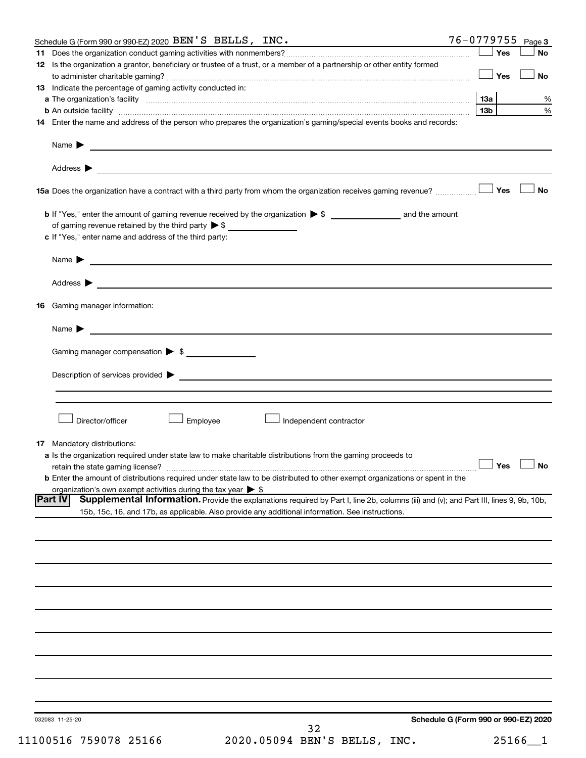Schedule G (Form 990 or 990-EZ) 2020 BEN'S BELLS, INC. 76-0779755 Page 3

**11** Does the organization conduct gaming activities with nonmembers? ☐ Yes ☐ No

**12** Is the organization a grantor, beneficiary or trustee of a trust, or a member of a partnership or other entity formed to administer charitable gaming? ☐ Yes ☐ No

**13** Indicate the percentage of gaming activity conducted in:

**a** The organization's facility **13a** %

**b** An outside facility **13b** %

**14** Enter the name and address of the person who prepares the organization's gaming/special events books and records:

Name ▶

Address ▶

**15a** Does the organization have a contract with a third party from whom the organization receives gaming revenue? ☐ Yes ☐ No

**b** If "Yes," enter the amount of gaming revenue received by the organization ▶ $ ____________ and the amount of gaming revenue retained by the third party ▶ $ ____________

**c** If "Yes," enter name and address of the third party:

Name ▶

Address ▶

**16** Gaming manager information:

Name ▶

Gaming manager compensation ▶ $ ____________

Description of services provided ▶

☐ Director/officer ☐ Employee ☐ Independent contractor

**17** Mandatory distributions:

**a** Is the organization required under state law to make charitable distributions from the gaming proceeds to retain the state gaming license? ☐ Yes ☐ No

**b** Enter the amount of distributions required under state law to be distributed to other exempt organizations or spent in the organization's own exempt activities during the tax year ▶ $

**Part IV** **Supplemental Information.** Provide the explanations required by Part I, line 2b, columns (iii) and (v); and Part III, lines 9, 9b, 10b, 15b, 15c, 16, and 17b, as applicable. Also provide any additional information. See instructions.

032083 11-25-20 **Schedule G (Form 990 or 990-EZ) 2020**

11100516 759078 25166 2020.05094 BEN'S BELLS, INC. 25166__1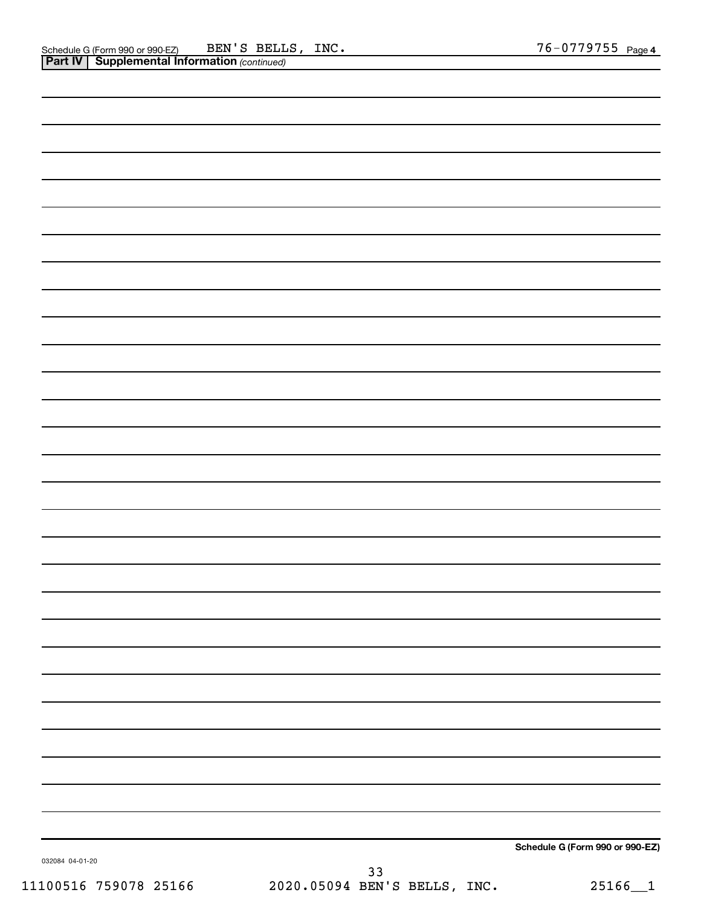Schedule G (Form 990 or 990-EZ) BEN'S BELLS, INC. 76-0779755 Page **4**

**Part IV | Supplemental Information** *(continued)*

**Schedule G (Form 990 or 990-EZ)**

032084 04-01-20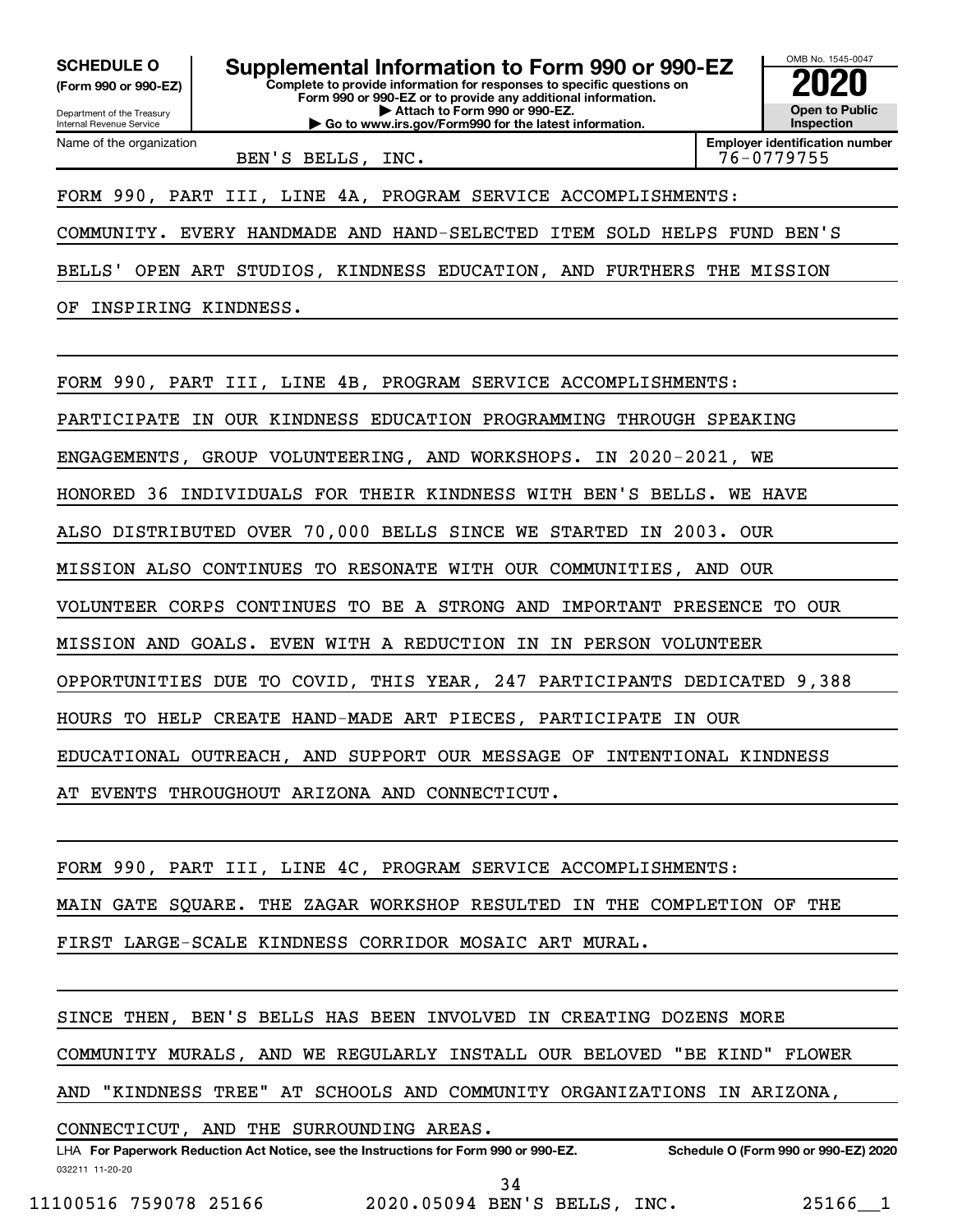**SCHEDULE O (Form 990 or 990-EZ)**

Department of the Treasury
Internal Revenue Service

# Supplemental Information to Form 990 or 990-EZ

**Complete to provide information for responses to specific questions on Form 990 or 990-EZ or to provide any additional information.**
**▶ Attach to Form 990 or 990-EZ.**
**▶ Go to www.irs.gov/Form990 for the latest information.**

OMB No. 1545-0047

**2020**

**Open to Public Inspection**

Name of the organization: BEN'S BELLS, INC.

**Employer identification number:** 76-0779755

FORM 990, PART III, LINE 4A, PROGRAM SERVICE ACCOMPLISHMENTS:

COMMUNITY. EVERY HANDMADE AND HAND-SELECTED ITEM SOLD HELPS FUND BEN'S BELLS' OPEN ART STUDIOS, KINDNESS EDUCATION, AND FURTHERS THE MISSION OF INSPIRING KINDNESS.

FORM 990, PART III, LINE 4B, PROGRAM SERVICE ACCOMPLISHMENTS:

PARTICIPATE IN OUR KINDNESS EDUCATION PROGRAMMING THROUGH SPEAKING ENGAGEMENTS, GROUP VOLUNTEERING, AND WORKSHOPS. IN 2020-2021, WE HONORED 36 INDIVIDUALS FOR THEIR KINDNESS WITH BEN'S BELLS. WE HAVE ALSO DISTRIBUTED OVER 70,000 BELLS SINCE WE STARTED IN 2003. OUR MISSION ALSO CONTINUES TO RESONATE WITH OUR COMMUNITIES, AND OUR VOLUNTEER CORPS CONTINUES TO BE A STRONG AND IMPORTANT PRESENCE TO OUR MISSION AND GOALS. EVEN WITH A REDUCTION IN IN PERSON VOLUNTEER OPPORTUNITIES DUE TO COVID, THIS YEAR, 247 PARTICIPANTS DEDICATED 9,388 HOURS TO HELP CREATE HAND-MADE ART PIECES, PARTICIPATE IN OUR EDUCATIONAL OUTREACH, AND SUPPORT OUR MESSAGE OF INTENTIONAL KINDNESS AT EVENTS THROUGHOUT ARIZONA AND CONNECTICUT.

FORM 990, PART III, LINE 4C, PROGRAM SERVICE ACCOMPLISHMENTS:

MAIN GATE SQUARE. THE ZAGAR WORKSHOP RESULTED IN THE COMPLETION OF THE FIRST LARGE-SCALE KINDNESS CORRIDOR MOSAIC ART MURAL.

SINCE THEN, BEN'S BELLS HAS BEEN INVOLVED IN CREATING DOZENS MORE COMMUNITY MURALS, AND WE REGULARLY INSTALL OUR BELOVED "BE KIND" FLOWER AND "KINDNESS TREE" AT SCHOOLS AND COMMUNITY ORGANIZATIONS IN ARIZONA, CONNECTICUT, AND THE SURROUNDING AREAS.

LHA **For Paperwork Reduction Act Notice, see the Instructions for Form 990 or 990-EZ.** **Schedule O (Form 990 or 990-EZ) 2020**

032211 11-20-20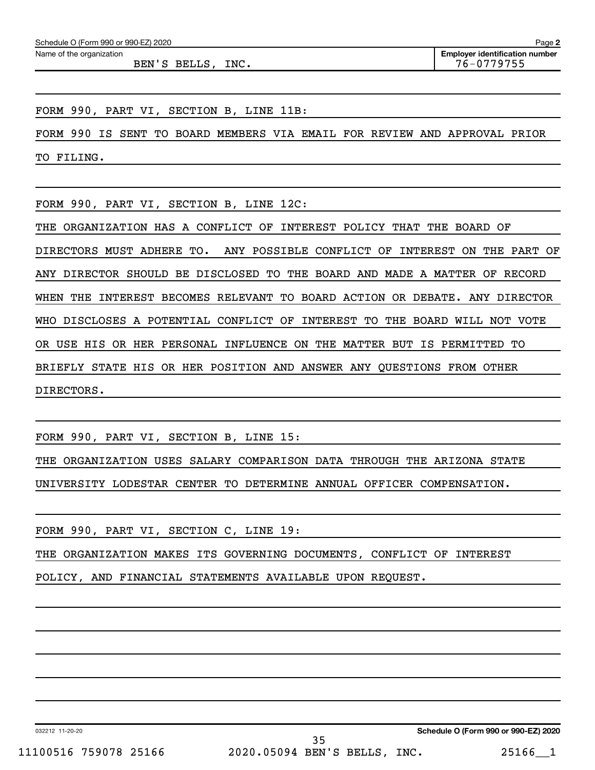Schedule O (Form 990 or 990-EZ) 2020 Page **2**

Name of the organization: BEN'S BELLS, INC.

**Employer identification number** 76-0779755

FORM 990, PART VI, SECTION B, LINE 11B:

FORM 990 IS SENT TO BOARD MEMBERS VIA EMAIL FOR REVIEW AND APPROVAL PRIOR TO FILING.

FORM 990, PART VI, SECTION B, LINE 12C:

THE ORGANIZATION HAS A CONFLICT OF INTEREST POLICY THAT THE BOARD OF DIRECTORS MUST ADHERE TO. ANY POSSIBLE CONFLICT OF INTEREST ON THE PART OF ANY DIRECTOR SHOULD BE DISCLOSED TO THE BOARD AND MADE A MATTER OF RECORD WHEN THE INTEREST BECOMES RELEVANT TO BOARD ACTION OR DEBATE. ANY DIRECTOR WHO DISCLOSES A POTENTIAL CONFLICT OF INTEREST TO THE BOARD WILL NOT VOTE OR USE HIS OR HER PERSONAL INFLUENCE ON THE MATTER BUT IS PERMITTED TO BRIEFLY STATE HIS OR HER POSITION AND ANSWER ANY QUESTIONS FROM OTHER DIRECTORS.

FORM 990, PART VI, SECTION B, LINE 15:

THE ORGANIZATION USES SALARY COMPARISON DATA THROUGH THE ARIZONA STATE UNIVERSITY LODESTAR CENTER TO DETERMINE ANNUAL OFFICER COMPENSATION.

FORM 990, PART VI, SECTION C, LINE 19:

THE ORGANIZATION MAKES ITS GOVERNING DOCUMENTS, CONFLICT OF INTEREST POLICY, AND FINANCIAL STATEMENTS AVAILABLE UPON REQUEST.

032212 11-20-20 **Schedule O (Form 990 or 990-EZ) 2020**

11100516 759078 25166 2020.05094 BEN'S BELLS, INC. 25166__1